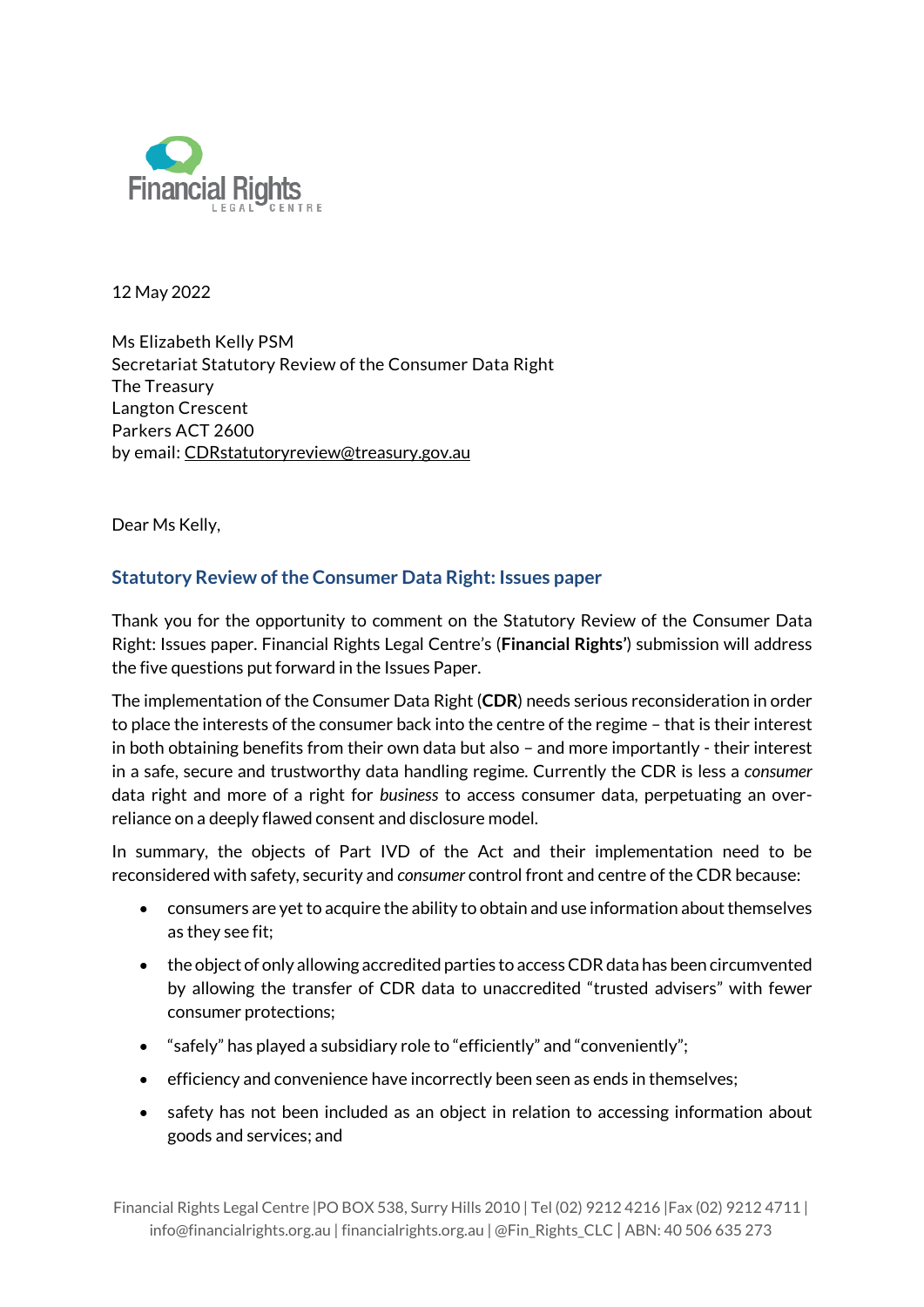Financial Rights Legal Centre

12 May 2022

Ms Elizabeth Kelly PSM
Secretariat Statutory Review of the Consumer Data Right
The Treasury
Langton Crescent
Parkers ACT 2600
by email: CDRstatutoryreview@treasury.gov.au

Dear Ms Kelly,

## Statutory Review of the Consumer Data Right: Issues paper

Thank you for the opportunity to comment on the Statutory Review of the Consumer Data Right: Issues paper. Financial Rights Legal Centre's (**Financial Rights**') submission will address the five questions put forward in the Issues Paper.

The implementation of the Consumer Data Right (**CDR**) needs serious reconsideration in order to place the interests of the consumer back into the centre of the regime – that is their interest in both obtaining benefits from their own data but also – and more importantly - their interest in a safe, secure and trustworthy data handling regime. Currently the CDR is less a *consumer* data right and more of a right for *business* to access consumer data, perpetuating an over-reliance on a deeply flawed consent and disclosure model.

In summary, the objects of Part IVD of the Act and their implementation need to be reconsidered with safety, security and *consumer* control front and centre of the CDR because:

- consumers are yet to acquire the ability to obtain and use information about themselves as they see fit;
- the object of only allowing accredited parties to access CDR data has been circumvented by allowing the transfer of CDR data to unaccredited "trusted advisers" with fewer consumer protections;
- "safely" has played a subsidiary role to "efficiently" and "conveniently";
- efficiency and convenience have incorrectly been seen as ends in themselves;
- safety has not been included as an object in relation to accessing information about goods and services; and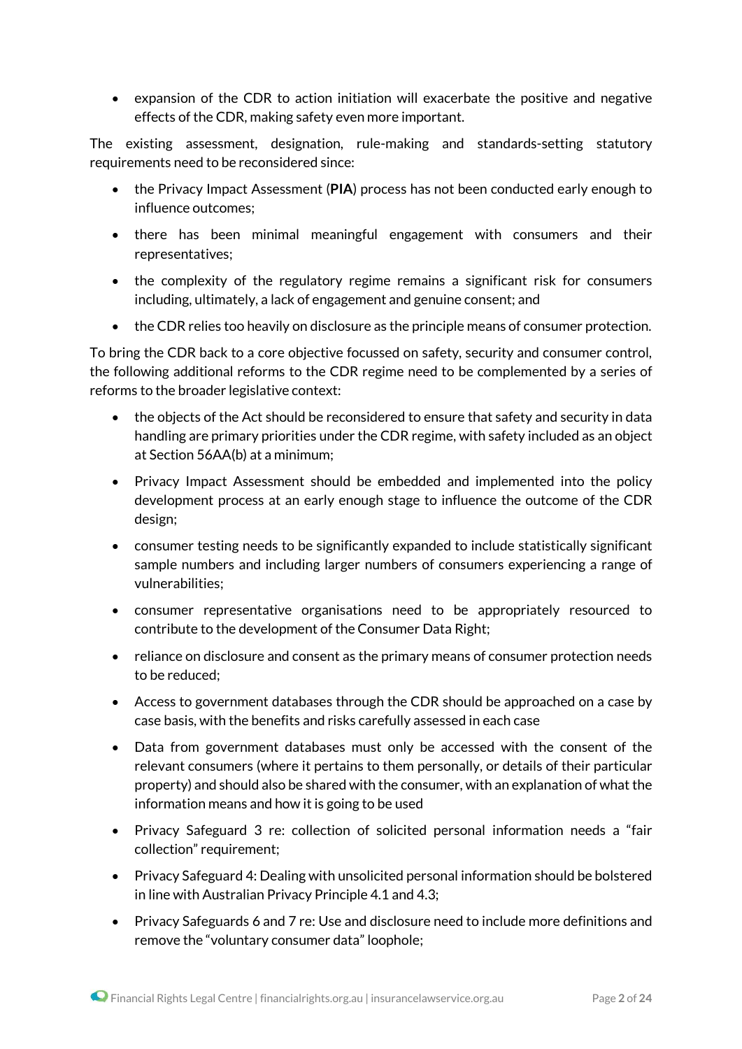- expansion of the CDR to action initiation will exacerbate the positive and negative effects of the CDR, making safety even more important.

The existing assessment, designation, rule-making and standards-setting statutory requirements need to be reconsidered since:

- the Privacy Impact Assessment (**PIA**) process has not been conducted early enough to influence outcomes;
- there has been minimal meaningful engagement with consumers and their representatives;
- the complexity of the regulatory regime remains a significant risk for consumers including, ultimately, a lack of engagement and genuine consent; and
- the CDR relies too heavily on disclosure as the principle means of consumer protection.

To bring the CDR back to a core objective focussed on safety, security and consumer control, the following additional reforms to the CDR regime need to be complemented by a series of reforms to the broader legislative context:

- the objects of the Act should be reconsidered to ensure that safety and security in data handling are primary priorities under the CDR regime, with safety included as an object at Section 56AA(b) at a minimum;
- Privacy Impact Assessment should be embedded and implemented into the policy development process at an early enough stage to influence the outcome of the CDR design;
- consumer testing needs to be significantly expanded to include statistically significant sample numbers and including larger numbers of consumers experiencing a range of vulnerabilities;
- consumer representative organisations need to be appropriately resourced to contribute to the development of the Consumer Data Right;
- reliance on disclosure and consent as the primary means of consumer protection needs to be reduced;
- Access to government databases through the CDR should be approached on a case by case basis, with the benefits and risks carefully assessed in each case
- Data from government databases must only be accessed with the consent of the relevant consumers (where it pertains to them personally, or details of their particular property) and should also be shared with the consumer, with an explanation of what the information means and how it is going to be used
- Privacy Safeguard 3 re: collection of solicited personal information needs a "fair collection" requirement;
- Privacy Safeguard 4: Dealing with unsolicited personal information should be bolstered in line with Australian Privacy Principle 4.1 and 4.3;
- Privacy Safeguards 6 and 7 re: Use and disclosure need to include more definitions and remove the "voluntary consumer data" loophole;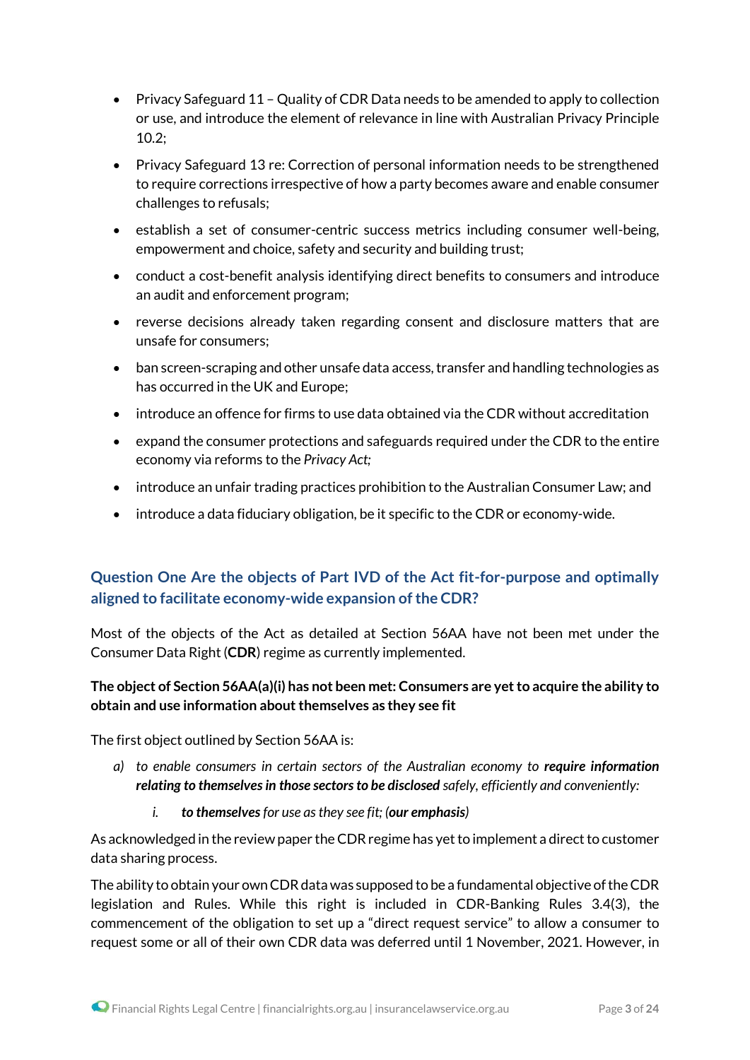- Privacy Safeguard 11 – Quality of CDR Data needs to be amended to apply to collection or use, and introduce the element of relevance in line with Australian Privacy Principle 10.2;
- Privacy Safeguard 13 re: Correction of personal information needs to be strengthened to require corrections irrespective of how a party becomes aware and enable consumer challenges to refusals;
- establish a set of consumer-centric success metrics including consumer well-being, empowerment and choice, safety and security and building trust;
- conduct a cost-benefit analysis identifying direct benefits to consumers and introduce an audit and enforcement program;
- reverse decisions already taken regarding consent and disclosure matters that are unsafe for consumers;
- ban screen-scraping and other unsafe data access, transfer and handling technologies as has occurred in the UK and Europe;
- introduce an offence for firms to use data obtained via the CDR without accreditation
- expand the consumer protections and safeguards required under the CDR to the entire economy via reforms to the *Privacy Act;*
- introduce an unfair trading practices prohibition to the Australian Consumer Law; and
- introduce a data fiduciary obligation, be it specific to the CDR or economy-wide.

## Question One Are the objects of Part IVD of the Act fit-for-purpose and optimally aligned to facilitate economy-wide expansion of the CDR?

Most of the objects of the Act as detailed at Section 56AA have not been met under the Consumer Data Right (**CDR**) regime as currently implemented.

**The object of Section 56AA(a)(i) has not been met: Consumers are yet to acquire the ability to obtain and use information about themselves as they see fit**

The first object outlined by Section 56AA is:

> a) *to enable consumers in certain sectors of the Australian economy to* ***require information relating to themselves in those sectors to be disclosed*** *safely, efficiently and conveniently:*
>
> > i. ***to themselves*** *for use as they see fit; (**our emphasis**)*

As acknowledged in the review paper the CDR regime has yet to implement a direct to customer data sharing process.

The ability to obtain your own CDR data was supposed to be a fundamental objective of the CDR legislation and Rules. While this right is included in CDR-Banking Rules 3.4(3), the commencement of the obligation to set up a "direct request service" to allow a consumer to request some or all of their own CDR data was deferred until 1 November, 2021. However, in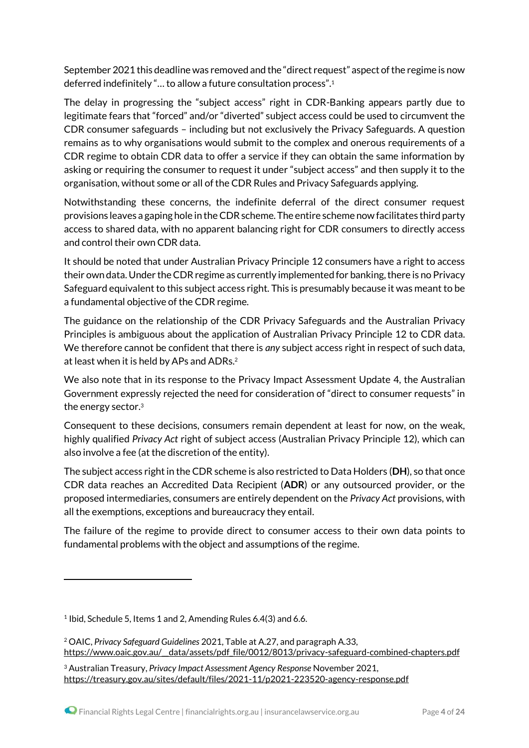September 2021 this deadline was removed and the "direct request" aspect of the regime is now deferred indefinitely "… to allow a future consultation process".[1]

The delay in progressing the "subject access" right in CDR-Banking appears partly due to legitimate fears that "forced" and/or "diverted" subject access could be used to circumvent the CDR consumer safeguards – including but not exclusively the Privacy Safeguards. A question remains as to why organisations would submit to the complex and onerous requirements of a CDR regime to obtain CDR data to offer a service if they can obtain the same information by asking or requiring the consumer to request it under "subject access" and then supply it to the organisation, without some or all of the CDR Rules and Privacy Safeguards applying.

Notwithstanding these concerns, the indefinite deferral of the direct consumer request provisions leaves a gaping hole in the CDR scheme. The entire scheme now facilitates third party access to shared data, with no apparent balancing right for CDR consumers to directly access and control their own CDR data.

It should be noted that under Australian Privacy Principle 12 consumers have a right to access their own data. Under the CDR regime as currently implemented for banking, there is no Privacy Safeguard equivalent to this subject access right. This is presumably because it was meant to be a fundamental objective of the CDR regime.

The guidance on the relationship of the CDR Privacy Safeguards and the Australian Privacy Principles is ambiguous about the application of Australian Privacy Principle 12 to CDR data. We therefore cannot be confident that there is *any* subject access right in respect of such data, at least when it is held by APs and ADRs.[2]

We also note that in its response to the Privacy Impact Assessment Update 4, the Australian Government expressly rejected the need for consideration of "direct to consumer requests" in the energy sector.[3]

Consequent to these decisions, consumers remain dependent at least for now, on the weak, highly qualified *Privacy Act* right of subject access (Australian Privacy Principle 12), which can also involve a fee (at the discretion of the entity).

The subject access right in the CDR scheme is also restricted to Data Holders (**DH**), so that once CDR data reaches an Accredited Data Recipient (**ADR**) or any outsourced provider, or the proposed intermediaries, consumers are entirely dependent on the *Privacy Act* provisions, with all the exemptions, exceptions and bureaucracy they entail.

The failure of the regime to provide direct to consumer access to their own data points to fundamental problems with the object and assumptions of the regime.

---

[1] Ibid, Schedule 5, Items 1 and 2, Amending Rules 6.4(3) and 6.6.

[2] OAIC, *Privacy Safeguard Guidelines* 2021, Table at A.27, and paragraph A.33, https://www.oaic.gov.au/__data/assets/pdf_file/0012/8013/privacy-safeguard-combined-chapters.pdf

[3] Australian Treasury, *Privacy Impact Assessment Agency Response* November 2021, https://treasury.gov.au/sites/default/files/2021-11/p2021-223520-agency-response.pdf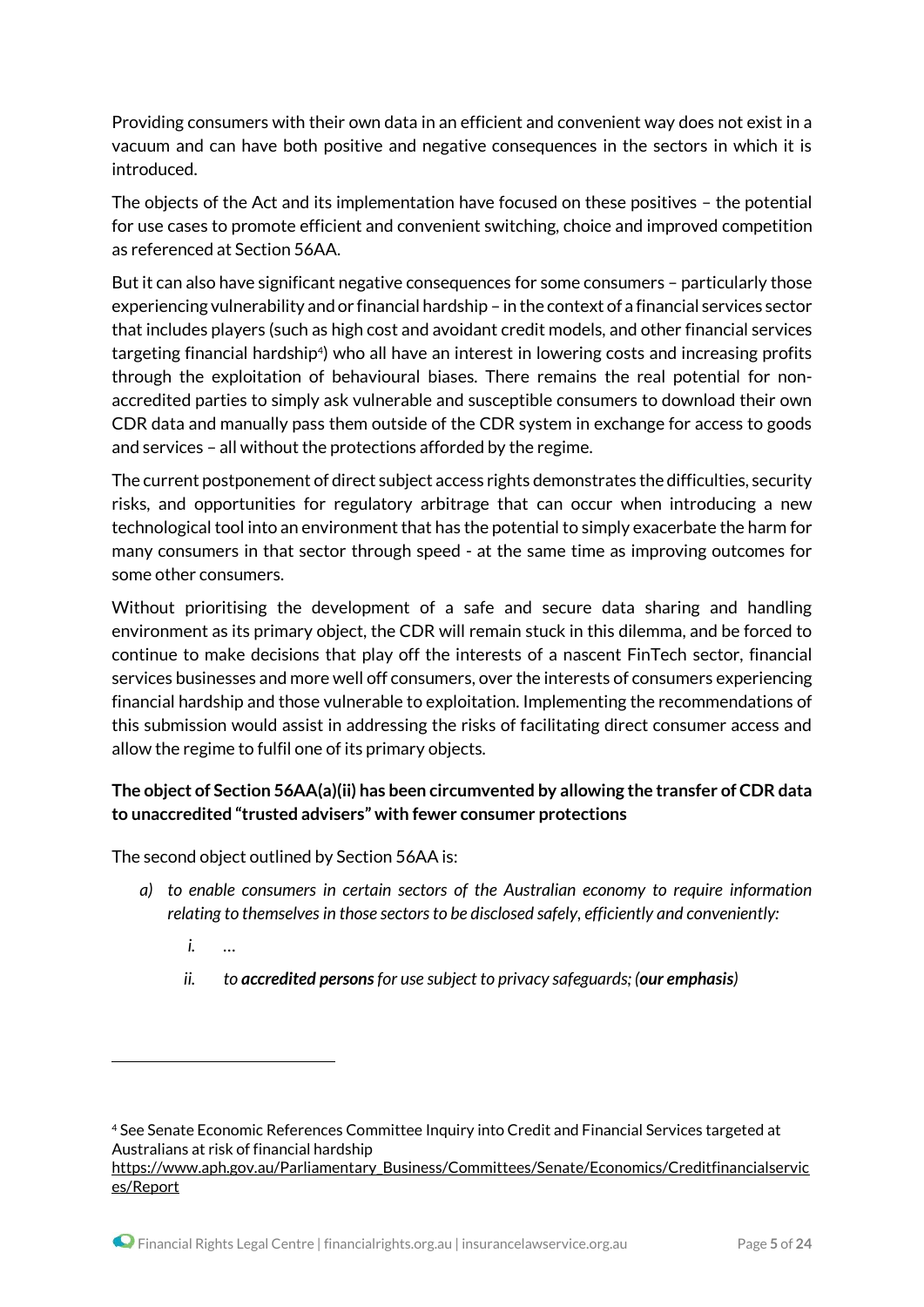Providing consumers with their own data in an efficient and convenient way does not exist in a vacuum and can have both positive and negative consequences in the sectors in which it is introduced.

The objects of the Act and its implementation have focused on these positives – the potential for use cases to promote efficient and convenient switching, choice and improved competition as referenced at Section 56AA.

But it can also have significant negative consequences for some consumers – particularly those experiencing vulnerability and or financial hardship – in the context of a financial services sector that includes players (such as high cost and avoidant credit models, and other financial services targeting financial hardship[4]) who all have an interest in lowering costs and increasing profits through the exploitation of behavioural biases. There remains the real potential for non-accredited parties to simply ask vulnerable and susceptible consumers to download their own CDR data and manually pass them outside of the CDR system in exchange for access to goods and services – all without the protections afforded by the regime.

The current postponement of direct subject access rights demonstrates the difficulties, security risks, and opportunities for regulatory arbitrage that can occur when introducing a new technological tool into an environment that has the potential to simply exacerbate the harm for many consumers in that sector through speed - at the same time as improving outcomes for some other consumers.

Without prioritising the development of a safe and secure data sharing and handling environment as its primary object, the CDR will remain stuck in this dilemma, and be forced to continue to make decisions that play off the interests of a nascent FinTech sector, financial services businesses and more well off consumers, over the interests of consumers experiencing financial hardship and those vulnerable to exploitation. Implementing the recommendations of this submission would assist in addressing the risks of facilitating direct consumer access and allow the regime to fulfil one of its primary objects.

**The object of Section 56AA(a)(ii) has been circumvented by allowing the transfer of CDR data to unaccredited "trusted advisers" with fewer consumer protections**

The second object outlined by Section 56AA is:

a) *to enable consumers in certain sectors of the Australian economy to require information relating to themselves in those sectors to be disclosed safely, efficiently and conveniently:*

    i. *…*

    ii. *to **accredited persons** for use subject to privacy safeguards; (**our emphasis**)*

---

[4] See Senate Economic References Committee Inquiry into Credit and Financial Services targeted at Australians at risk of financial hardship https://www.aph.gov.au/Parliamentary_Business/Committees/Senate/Economics/Creditfinancialservices/Report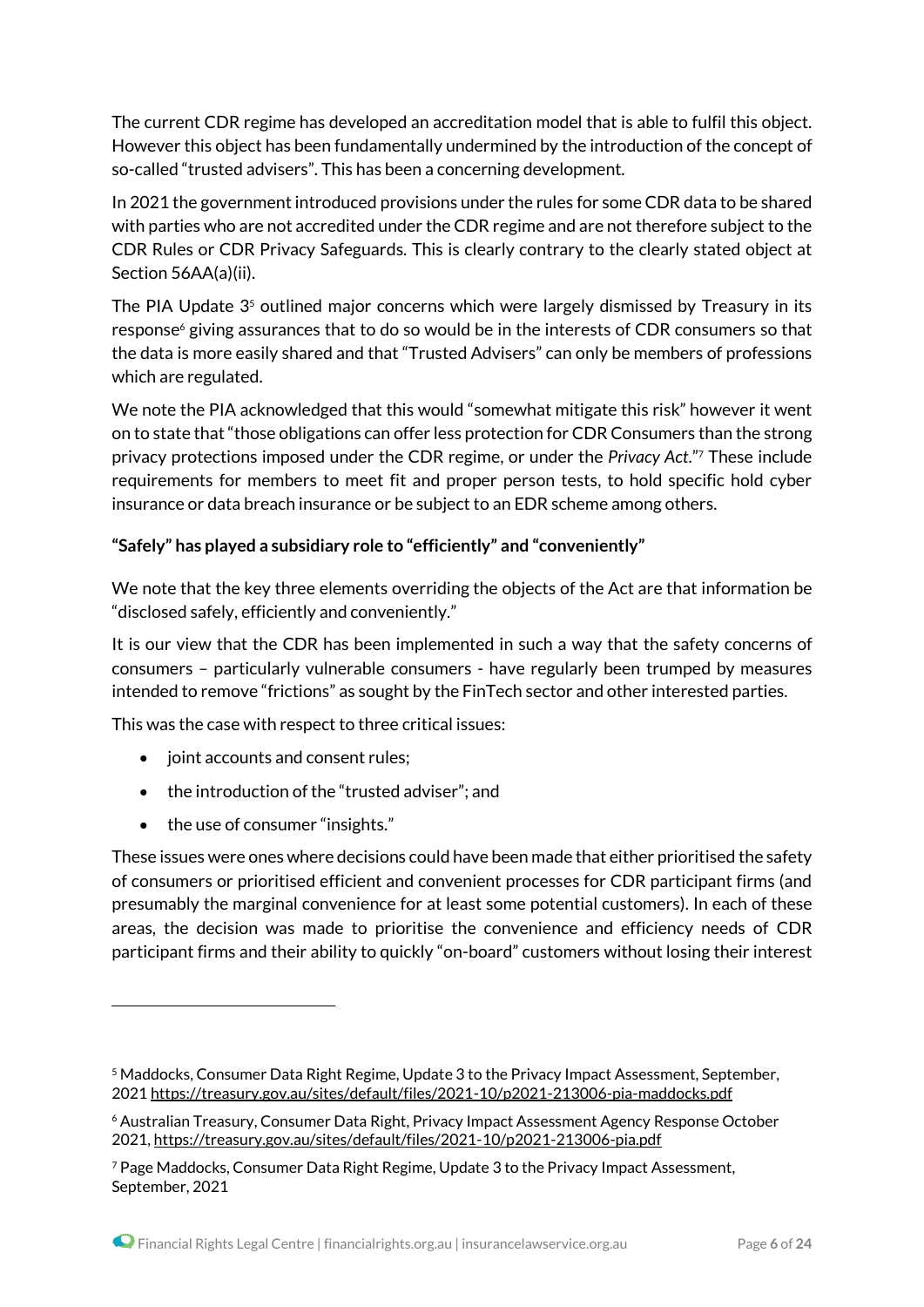The current CDR regime has developed an accreditation model that is able to fulfil this object. However this object has been fundamentally undermined by the introduction of the concept of so-called "trusted advisers". This has been a concerning development.

In 2021 the government introduced provisions under the rules for some CDR data to be shared with parties who are not accredited under the CDR regime and are not therefore subject to the CDR Rules or CDR Privacy Safeguards. This is clearly contrary to the clearly stated object at Section 56AA(a)(ii).

The PIA Update 3[5] outlined major concerns which were largely dismissed by Treasury in its response[6] giving assurances that to do so would be in the interests of CDR consumers so that the data is more easily shared and that "Trusted Advisers" can only be members of professions which are regulated.

We note the PIA acknowledged that this would "somewhat mitigate this risk" however it went on to state that "those obligations can offer less protection for CDR Consumers than the strong privacy protections imposed under the CDR regime, or under the *Privacy Act*."[7] These include requirements for members to meet fit and proper person tests, to hold specific hold cyber insurance or data breach insurance or be subject to an EDR scheme among others.

**"Safely" has played a subsidiary role to "efficiently" and "conveniently"**

We note that the key three elements overriding the objects of the Act are that information be "disclosed safely, efficiently and conveniently."

It is our view that the CDR has been implemented in such a way that the safety concerns of consumers – particularly vulnerable consumers - have regularly been trumped by measures intended to remove "frictions" as sought by the FinTech sector and other interested parties.

This was the case with respect to three critical issues:

- joint accounts and consent rules;
- the introduction of the "trusted adviser"; and
- the use of consumer "insights."

These issues were ones where decisions could have been made that either prioritised the safety of consumers or prioritised efficient and convenient processes for CDR participant firms (and presumably the marginal convenience for at least some potential customers). In each of these areas, the decision was made to prioritise the convenience and efficiency needs of CDR participant firms and their ability to quickly "on-board" customers without losing their interest

---

[5] Maddocks, Consumer Data Right Regime, Update 3 to the Privacy Impact Assessment, September, 2021 https://treasury.gov.au/sites/default/files/2021-10/p2021-213006-pia-maddocks.pdf

[6] Australian Treasury, Consumer Data Right, Privacy Impact Assessment Agency Response October 2021, https://treasury.gov.au/sites/default/files/2021-10/p2021-213006-pia.pdf

[7] Page Maddocks, Consumer Data Right Regime, Update 3 to the Privacy Impact Assessment, September, 2021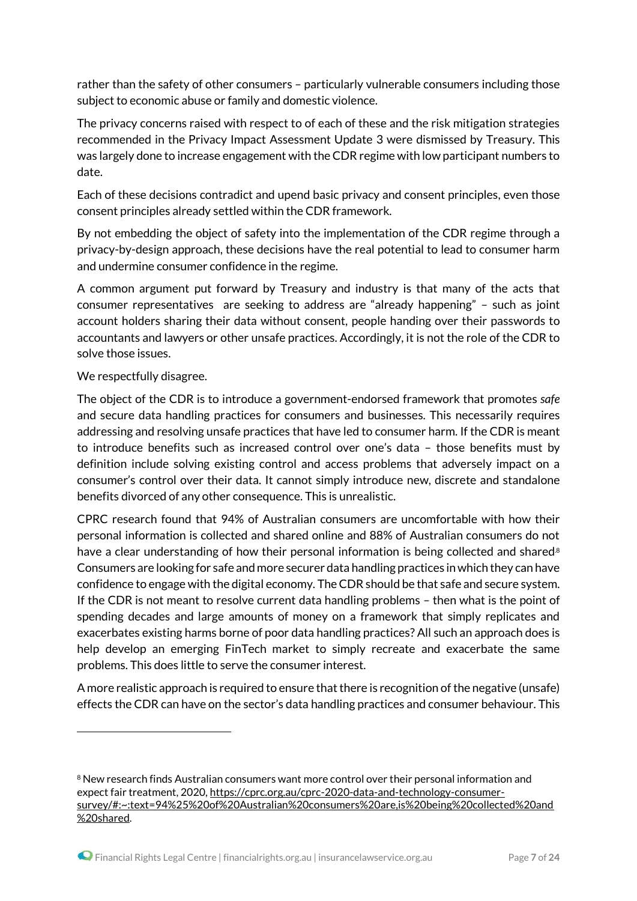rather than the safety of other consumers – particularly vulnerable consumers including those subject to economic abuse or family and domestic violence.

The privacy concerns raised with respect to of each of these and the risk mitigation strategies recommended in the Privacy Impact Assessment Update 3 were dismissed by Treasury. This was largely done to increase engagement with the CDR regime with low participant numbers to date.

Each of these decisions contradict and upend basic privacy and consent principles, even those consent principles already settled within the CDR framework.

By not embedding the object of safety into the implementation of the CDR regime through a privacy-by-design approach, these decisions have the real potential to lead to consumer harm and undermine consumer confidence in the regime.

A common argument put forward by Treasury and industry is that many of the acts that consumer representatives  are seeking to address are "already happening" – such as joint account holders sharing their data without consent, people handing over their passwords to accountants and lawyers or other unsafe practices. Accordingly, it is not the role of the CDR to solve those issues.

We respectfully disagree.

The object of the CDR is to introduce a government-endorsed framework that promotes *safe* and secure data handling practices for consumers and businesses. This necessarily requires addressing and resolving unsafe practices that have led to consumer harm. If the CDR is meant to introduce benefits such as increased control over one's data – those benefits must by definition include solving existing control and access problems that adversely impact on a consumer's control over their data. It cannot simply introduce new, discrete and standalone benefits divorced of any other consequence. This is unrealistic.

CPRC research found that 94% of Australian consumers are uncomfortable with how their personal information is collected and shared online and 88% of Australian consumers do not have a clear understanding of how their personal information is being collected and shared.[8] Consumers are looking for safe and more securer data handling practices in which they can have confidence to engage with the digital economy. The CDR should be that safe and secure system. If the CDR is not meant to resolve current data handling problems – then what is the point of spending decades and large amounts of money on a framework that simply replicates and exacerbates existing harms borne of poor data handling practices? All such an approach does is help develop an emerging FinTech market to simply recreate and exacerbate the same problems. This does little to serve the consumer interest.

A more realistic approach is required to ensure that there is recognition of the negative (unsafe) effects the CDR can have on the sector's data handling practices and consumer behaviour. This

---

[8] New research finds Australian consumers want more control over their personal information and expect fair treatment, 2020, https://cprc.org.au/cprc-2020-data-and-technology-consumer-survey/#:~:text=94%25%20of%20Australian%20consumers%20are,is%20being%20collected%20and%20shared.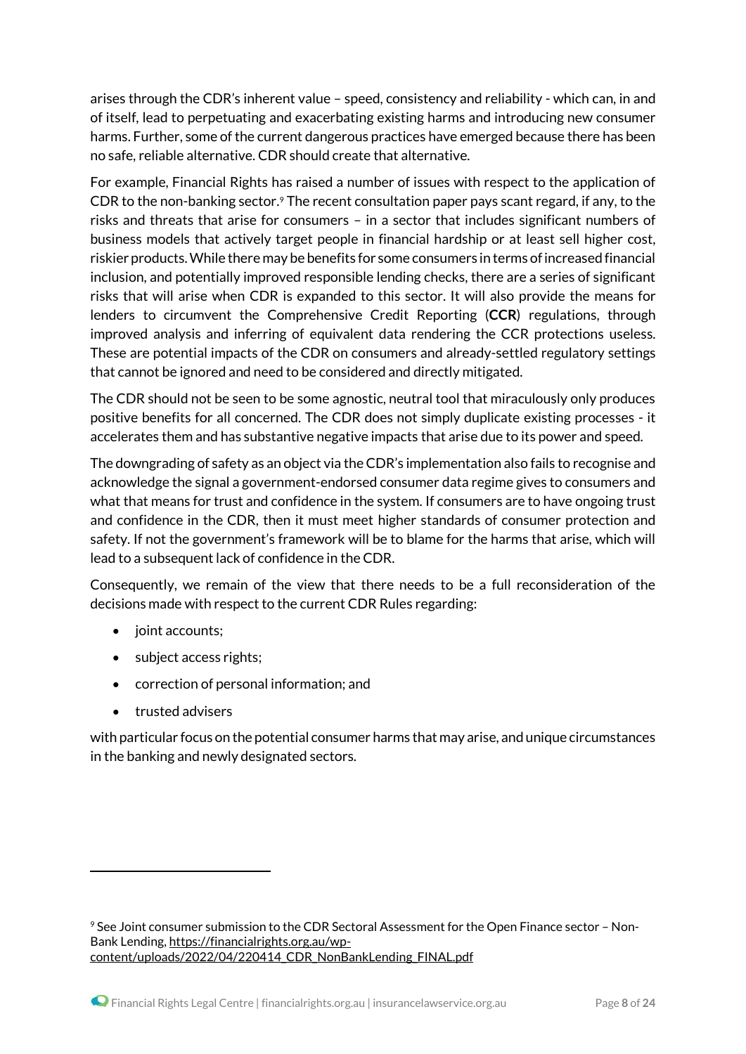arises through the CDR's inherent value – speed, consistency and reliability - which can, in and of itself, lead to perpetuating and exacerbating existing harms and introducing new consumer harms. Further, some of the current dangerous practices have emerged because there has been no safe, reliable alternative. CDR should create that alternative.

For example, Financial Rights has raised a number of issues with respect to the application of CDR to the non-banking sector.[9] The recent consultation paper pays scant regard, if any, to the risks and threats that arise for consumers – in a sector that includes significant numbers of business models that actively target people in financial hardship or at least sell higher cost, riskier products. While there may be benefits for some consumers in terms of increased financial inclusion, and potentially improved responsible lending checks, there are a series of significant risks that will arise when CDR is expanded to this sector. It will also provide the means for lenders to circumvent the Comprehensive Credit Reporting (**CCR**) regulations, through improved analysis and inferring of equivalent data rendering the CCR protections useless. These are potential impacts of the CDR on consumers and already-settled regulatory settings that cannot be ignored and need to be considered and directly mitigated.

The CDR should not be seen to be some agnostic, neutral tool that miraculously only produces positive benefits for all concerned. The CDR does not simply duplicate existing processes - it accelerates them and has substantive negative impacts that arise due to its power and speed.

The downgrading of safety as an object via the CDR's implementation also fails to recognise and acknowledge the signal a government-endorsed consumer data regime gives to consumers and what that means for trust and confidence in the system. If consumers are to have ongoing trust and confidence in the CDR, then it must meet higher standards of consumer protection and safety. If not the government's framework will be to blame for the harms that arise, which will lead to a subsequent lack of confidence in the CDR.

Consequently, we remain of the view that there needs to be a full reconsideration of the decisions made with respect to the current CDR Rules regarding:

- joint accounts;
- subject access rights;
- correction of personal information; and
- trusted advisers

with particular focus on the potential consumer harms that may arise, and unique circumstances in the banking and newly designated sectors.

---

[9] See Joint consumer submission to the CDR Sectoral Assessment for the Open Finance sector – Non-Bank Lending, https://financialrights.org.au/wp-content/uploads/2022/04/220414_CDR_NonBankLending_FINAL.pdf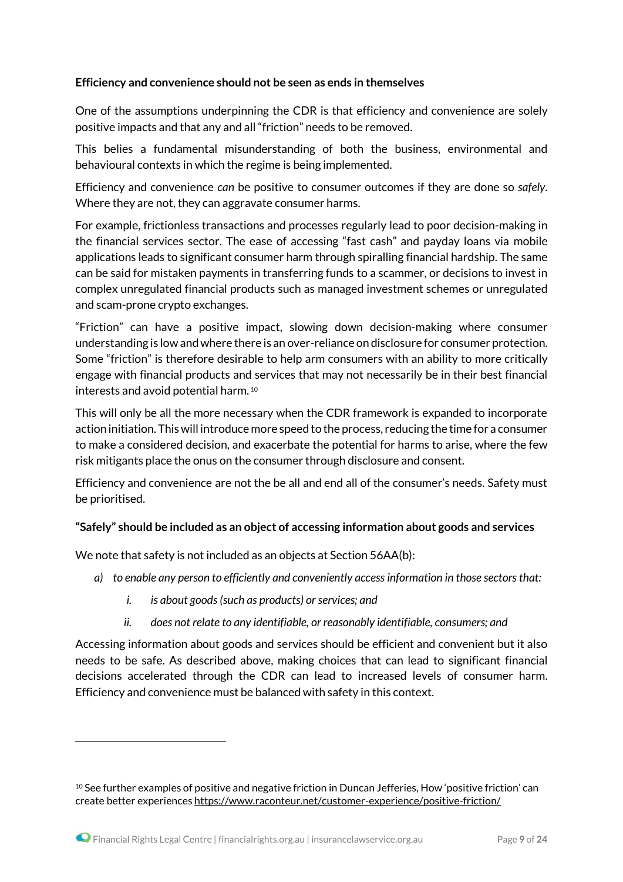**Efficiency and convenience should not be seen as ends in themselves**

One of the assumptions underpinning the CDR is that efficiency and convenience are solely positive impacts and that any and all "friction" needs to be removed.

This belies a fundamental misunderstanding of both the business, environmental and behavioural contexts in which the regime is being implemented.

Efficiency and convenience *can* be positive to consumer outcomes if they are done so *safely*. Where they are not, they can aggravate consumer harms.

For example, frictionless transactions and processes regularly lead to poor decision-making in the financial services sector. The ease of accessing "fast cash" and payday loans via mobile applications leads to significant consumer harm through spiralling financial hardship. The same can be said for mistaken payments in transferring funds to a scammer, or decisions to invest in complex unregulated financial products such as managed investment schemes or unregulated and scam-prone crypto exchanges.

"Friction" can have a positive impact, slowing down decision-making where consumer understanding is low and where there is an over-reliance on disclosure for consumer protection. Some "friction" is therefore desirable to help arm consumers with an ability to more critically engage with financial products and services that may not necessarily be in their best financial interests and avoid potential harm.[10]

This will only be all the more necessary when the CDR framework is expanded to incorporate action initiation. This will introduce more speed to the process, reducing the time for a consumer to make a considered decision, and exacerbate the potential for harms to arise, where the few risk mitigants place the onus on the consumer through disclosure and consent.

Efficiency and convenience are not the be all and end all of the consumer's needs. Safety must be prioritised.

**"Safely" should be included as an object of accessing information about goods and services**

We note that safety is not included as an objects at Section 56AA(b):

a) *to enable any person to efficiently and conveniently access information in those sectors that:*
    i. *is about goods (such as products) or services; and*
    ii. *does not relate to any identifiable, or reasonably identifiable, consumers; and*

Accessing information about goods and services should be efficient and convenient but it also needs to be safe. As described above, making choices that can lead to significant financial decisions accelerated through the CDR can lead to increased levels of consumer harm. Efficiency and convenience must be balanced with safety in this context.

---

[10] See further examples of positive and negative friction in Duncan Jefferies, How 'positive friction' can create better experiences https://www.raconteur.net/customer-experience/positive-friction/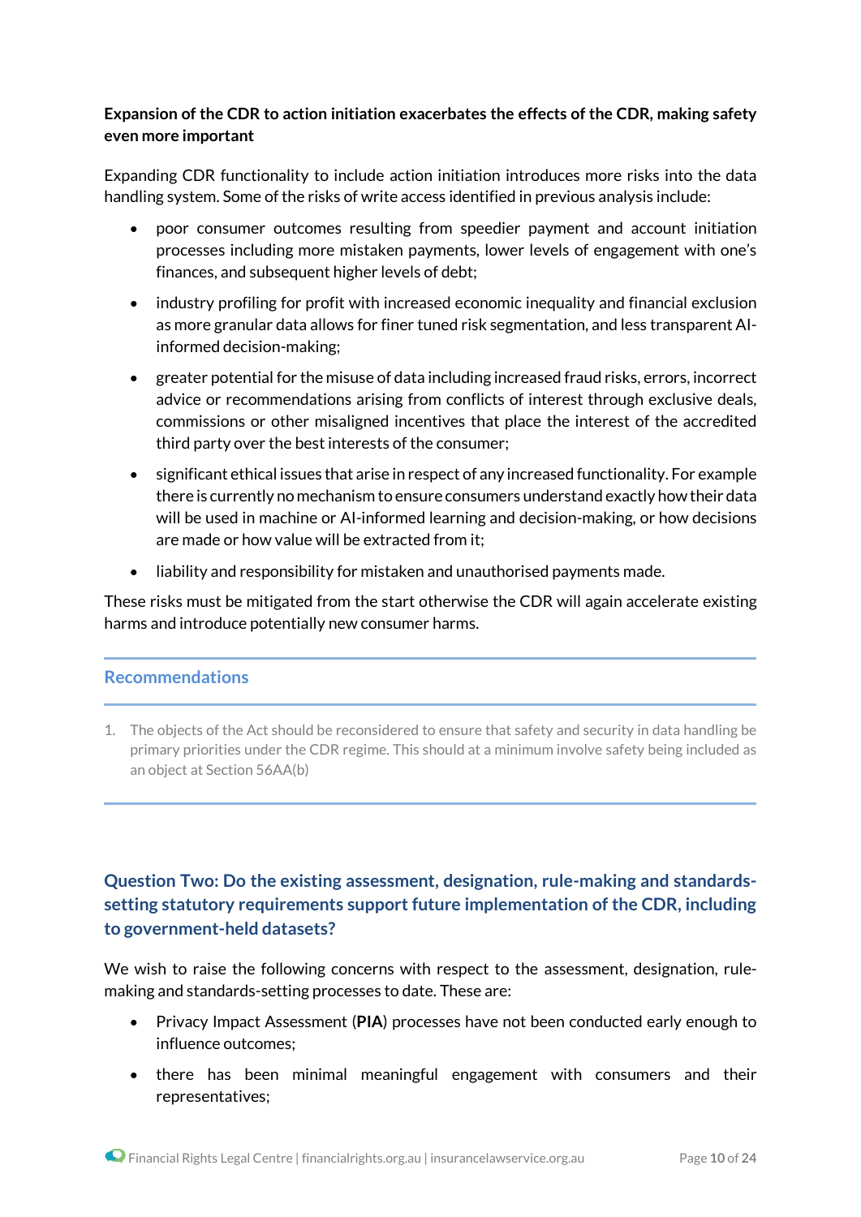**Expansion of the CDR to action initiation exacerbates the effects of the CDR, making safety even more important**

Expanding CDR functionality to include action initiation introduces more risks into the data handling system. Some of the risks of write access identified in previous analysis include:

- poor consumer outcomes resulting from speedier payment and account initiation processes including more mistaken payments, lower levels of engagement with one's finances, and subsequent higher levels of debt;
- industry profiling for profit with increased economic inequality and financial exclusion as more granular data allows for finer tuned risk segmentation, and less transparent AI-informed decision-making;
- greater potential for the misuse of data including increased fraud risks, errors, incorrect advice or recommendations arising from conflicts of interest through exclusive deals, commissions or other misaligned incentives that place the interest of the accredited third party over the best interests of the consumer;
- significant ethical issues that arise in respect of any increased functionality. For example there is currently no mechanism to ensure consumers understand exactly how their data will be used in machine or AI-informed learning and decision-making, or how decisions are made or how value will be extracted from it;
- liability and responsibility for mistaken and unauthorised payments made.

These risks must be mitigated from the start otherwise the CDR will again accelerate existing harms and introduce potentially new consumer harms.

### Recommendations

1. The objects of the Act should be reconsidered to ensure that safety and security in data handling be primary priorities under the CDR regime. This should at a minimum involve safety being included as an object at Section 56AA(b)

## Question Two: Do the existing assessment, designation, rule-making and standards-setting statutory requirements support future implementation of the CDR, including to government-held datasets?

We wish to raise the following concerns with respect to the assessment, designation, rule-making and standards-setting processes to date. These are:

- Privacy Impact Assessment (**PIA**) processes have not been conducted early enough to influence outcomes;
- there has been minimal meaningful engagement with consumers and their representatives;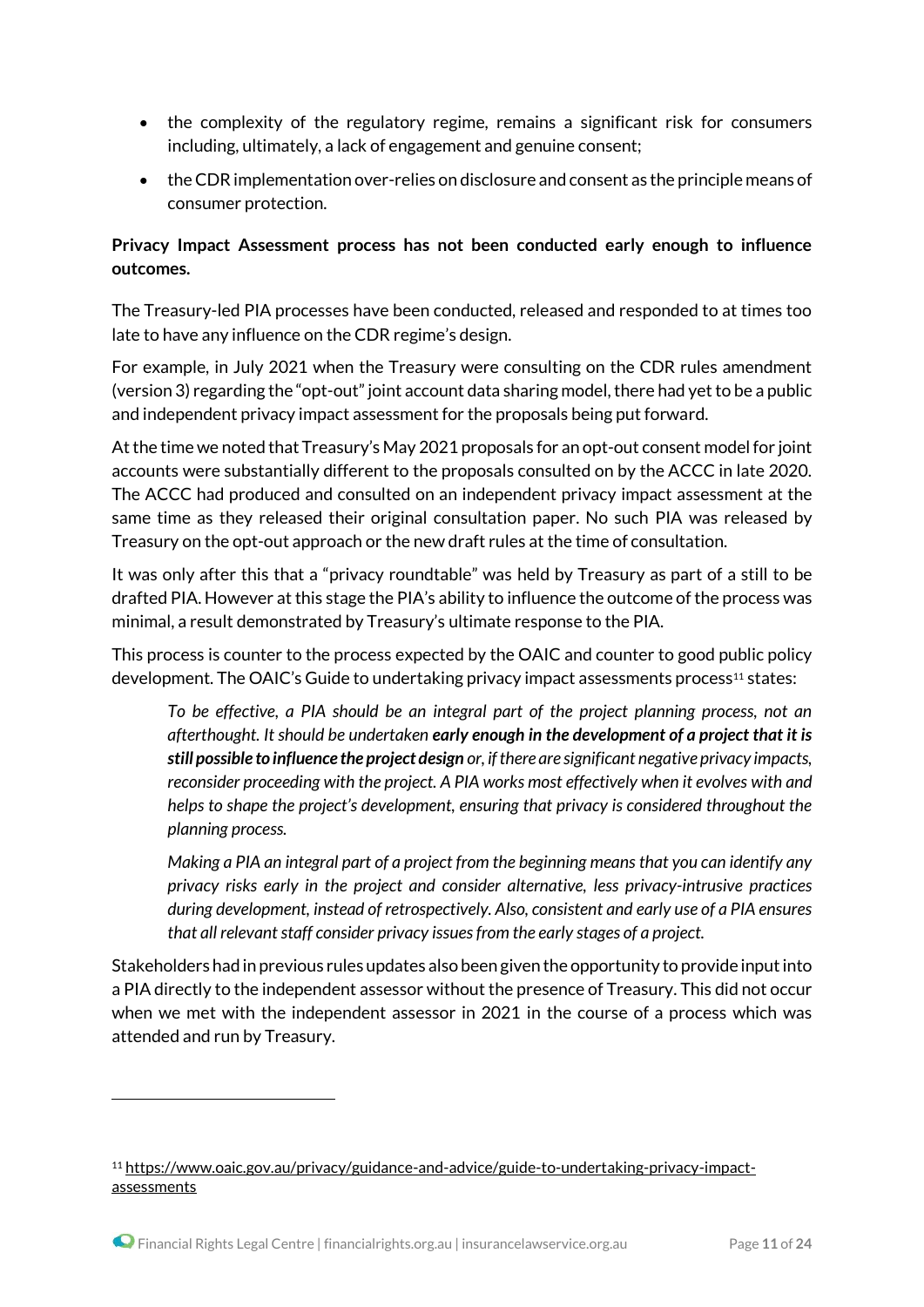- the complexity of the regulatory regime, remains a significant risk for consumers including, ultimately, a lack of engagement and genuine consent;
- the CDR implementation over-relies on disclosure and consent as the principle means of consumer protection.

**Privacy Impact Assessment process has not been conducted early enough to influence outcomes.**

The Treasury-led PIA processes have been conducted, released and responded to at times too late to have any influence on the CDR regime's design.

For example, in July 2021 when the Treasury were consulting on the CDR rules amendment (version 3) regarding the "opt-out" joint account data sharing model, there had yet to be a public and independent privacy impact assessment for the proposals being put forward.

At the time we noted that Treasury's May 2021 proposals for an opt-out consent model for joint accounts were substantially different to the proposals consulted on by the ACCC in late 2020. The ACCC had produced and consulted on an independent privacy impact assessment at the same time as they released their original consultation paper. No such PIA was released by Treasury on the opt-out approach or the new draft rules at the time of consultation.

It was only after this that a "privacy roundtable" was held by Treasury as part of a still to be drafted PIA. However at this stage the PIA's ability to influence the outcome of the process was minimal, a result demonstrated by Treasury's ultimate response to the PIA.

This process is counter to the process expected by the OAIC and counter to good public policy development. The OAIC's Guide to undertaking privacy impact assessments process[11] states:

> *To be effective, a PIA should be an integral part of the project planning process, not an afterthought. It should be undertaken* ***early enough in the development of a project that it is still possible to influence the project design*** *or, if there are significant negative privacy impacts, reconsider proceeding with the project. A PIA works most effectively when it evolves with and helps to shape the project's development, ensuring that privacy is considered throughout the planning process.*
>
> *Making a PIA an integral part of a project from the beginning means that you can identify any privacy risks early in the project and consider alternative, less privacy-intrusive practices during development, instead of retrospectively. Also, consistent and early use of a PIA ensures that all relevant staff consider privacy issues from the early stages of a project.*

Stakeholders had in previous rules updates also been given the opportunity to provide input into a PIA directly to the independent assessor without the presence of Treasury. This did not occur when we met with the independent assessor in 2021 in the course of a process which was attended and run by Treasury.

---

[11] https://www.oaic.gov.au/privacy/guidance-and-advice/guide-to-undertaking-privacy-impact-assessments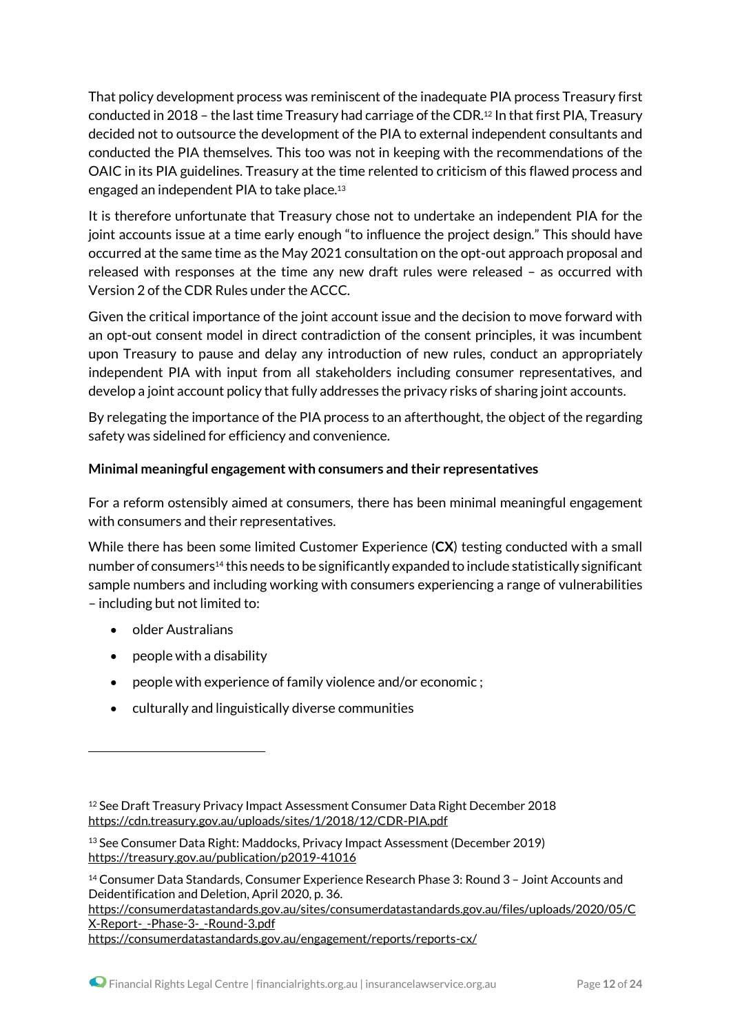That policy development process was reminiscent of the inadequate PIA process Treasury first conducted in 2018 – the last time Treasury had carriage of the CDR.[12] In that first PIA, Treasury decided not to outsource the development of the PIA to external independent consultants and conducted the PIA themselves. This too was not in keeping with the recommendations of the OAIC in its PIA guidelines. Treasury at the time relented to criticism of this flawed process and engaged an independent PIA to take place.[13]

It is therefore unfortunate that Treasury chose not to undertake an independent PIA for the joint accounts issue at a time early enough "to influence the project design." This should have occurred at the same time as the May 2021 consultation on the opt-out approach proposal and released with responses at the time any new draft rules were released – as occurred with Version 2 of the CDR Rules under the ACCC.

Given the critical importance of the joint account issue and the decision to move forward with an opt-out consent model in direct contradiction of the consent principles, it was incumbent upon Treasury to pause and delay any introduction of new rules, conduct an appropriately independent PIA with input from all stakeholders including consumer representatives, and develop a joint account policy that fully addresses the privacy risks of sharing joint accounts.

By relegating the importance of the PIA process to an afterthought, the object of the regarding safety was sidelined for efficiency and convenience.

**Minimal meaningful engagement with consumers and their representatives**

For a reform ostensibly aimed at consumers, there has been minimal meaningful engagement with consumers and their representatives.

While there has been some limited Customer Experience (**CX**) testing conducted with a small number of consumers[14] this needs to be significantly expanded to include statistically significant sample numbers and including working with consumers experiencing a range of vulnerabilities – including but not limited to:

- older Australians
- people with a disability
- people with experience of family violence and/or economic ;
- culturally and linguistically diverse communities

---

[12] See Draft Treasury Privacy Impact Assessment Consumer Data Right December 2018 https://cdn.treasury.gov.au/uploads/sites/1/2018/12/CDR-PIA.pdf

[13] See Consumer Data Right: Maddocks, Privacy Impact Assessment (December 2019) https://treasury.gov.au/publication/p2019-41016

[14] Consumer Data Standards, Consumer Experience Research Phase 3: Round 3 – Joint Accounts and Deidentification and Deletion, April 2020, p. 36. https://consumerdatastandards.gov.au/sites/consumerdatastandards.gov.au/files/uploads/2020/05/CX-Report-_-Phase-3-_-Round-3.pdf https://consumerdatastandards.gov.au/engagement/reports/reports-cx/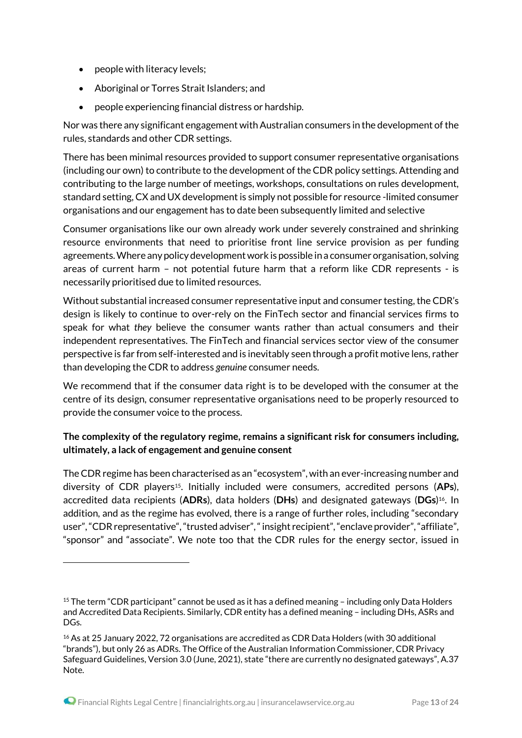- people with literacy levels;
- Aboriginal or Torres Strait Islanders; and
- people experiencing financial distress or hardship.

Nor was there any significant engagement with Australian consumers in the development of the rules, standards and other CDR settings.

There has been minimal resources provided to support consumer representative organisations (including our own) to contribute to the development of the CDR policy settings. Attending and contributing to the large number of meetings, workshops, consultations on rules development, standard setting, CX and UX development is simply not possible for resource -limited consumer organisations and our engagement has to date been subsequently limited and selective

Consumer organisations like our own already work under severely constrained and shrinking resource environments that need to prioritise front line service provision as per funding agreements. Where any policy development work is possible in a consumer organisation, solving areas of current harm – not potential future harm that a reform like CDR represents - is necessarily prioritised due to limited resources.

Without substantial increased consumer representative input and consumer testing, the CDR's design is likely to continue to over-rely on the FinTech sector and financial services firms to speak for what *they* believe the consumer wants rather than actual consumers and their independent representatives. The FinTech and financial services sector view of the consumer perspective is far from self-interested and is inevitably seen through a profit motive lens, rather than developing the CDR to address *genuine* consumer needs.

We recommend that if the consumer data right is to be developed with the consumer at the centre of its design, consumer representative organisations need to be properly resourced to provide the consumer voice to the process.

**The complexity of the regulatory regime, remains a significant risk for consumers including, ultimately, a lack of engagement and genuine consent**

The CDR regime has been characterised as an "ecosystem", with an ever-increasing number and diversity of CDR players[15]. Initially included were consumers, accredited persons (**APs**), accredited data recipients (**ADRs**), data holders (**DHs**) and designated gateways (**DGs**)[16]. In addition, and as the regime has evolved, there is a range of further roles, including "secondary user", "CDR representative", "trusted adviser", " insight recipient", "enclave provider", "affiliate", "sponsor" and "associate". We note too that the CDR rules for the energy sector, issued in

---

[15] The term "CDR participant" cannot be used as it has a defined meaning – including only Data Holders and Accredited Data Recipients. Similarly, CDR entity has a defined meaning – including DHs, ASRs and DGs.

[16] As at 25 January 2022, 72 organisations are accredited as CDR Data Holders (with 30 additional "brands"), but only 26 as ADRs. The Office of the Australian Information Commissioner, CDR Privacy Safeguard Guidelines, Version 3.0 (June, 2021), state "there are currently no designated gateways", A.37 Note.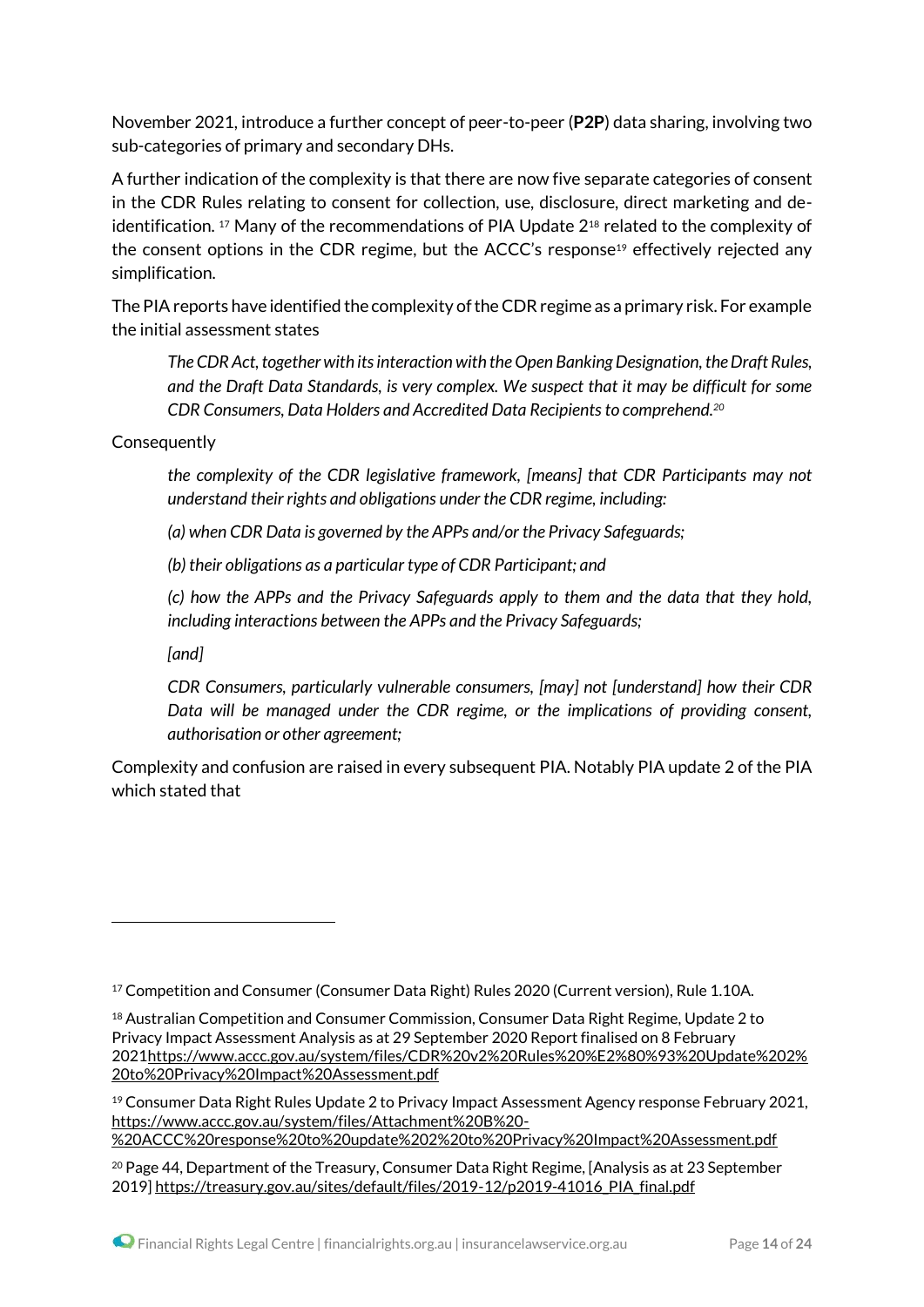November 2021, introduce a further concept of peer-to-peer (**P2P**) data sharing, involving two sub-categories of primary and secondary DHs.

A further indication of the complexity is that there are now five separate categories of consent in the CDR Rules relating to consent for collection, use, disclosure, direct marketing and de-identification.[17] Many of the recommendations of PIA Update 2[18] related to the complexity of the consent options in the CDR regime, but the ACCC's response[19] effectively rejected any simplification.

The PIA reports have identified the complexity of the CDR regime as a primary risk. For example the initial assessment states

> *The CDR Act, together with its interaction with the Open Banking Designation, the Draft Rules, and the Draft Data Standards, is very complex. We suspect that it may be difficult for some CDR Consumers, Data Holders and Accredited Data Recipients to comprehend.*[20]

Consequently

> *the complexity of the CDR legislative framework, [means] that CDR Participants may not understand their rights and obligations under the CDR regime, including:*
>
> *(a) when CDR Data is governed by the APPs and/or the Privacy Safeguards;*
>
> *(b) their obligations as a particular type of CDR Participant; and*
>
> *(c) how the APPs and the Privacy Safeguards apply to them and the data that they hold, including interactions between the APPs and the Privacy Safeguards;*
>
> *[and]*
>
> *CDR Consumers, particularly vulnerable consumers, [may] not [understand] how their CDR Data will be managed under the CDR regime, or the implications of providing consent, authorisation or other agreement;*

Complexity and confusion are raised in every subsequent PIA. Notably PIA update 2 of the PIA which stated that

---

[17] Competition and Consumer (Consumer Data Right) Rules 2020 (Current version), Rule 1.10A.

[18] Australian Competition and Consumer Commission, Consumer Data Right Regime, Update 2 to Privacy Impact Assessment Analysis as at 29 September 2020 Report finalised on 8 February 2021https://www.accc.gov.au/system/files/CDR%20v2%20Rules%20%E2%80%93%20Update%202%20to%20Privacy%20Impact%20Assessment.pdf

[19] Consumer Data Right Rules Update 2 to Privacy Impact Assessment Agency response February 2021, https://www.accc.gov.au/system/files/Attachment%20B%20-%20ACCC%20response%20to%20update%202%20to%20Privacy%20Impact%20Assessment.pdf

[20] Page 44, Department of the Treasury, Consumer Data Right Regime, [Analysis as at 23 September 2019] https://treasury.gov.au/sites/default/files/2019-12/p2019-41016_PIA_final.pdf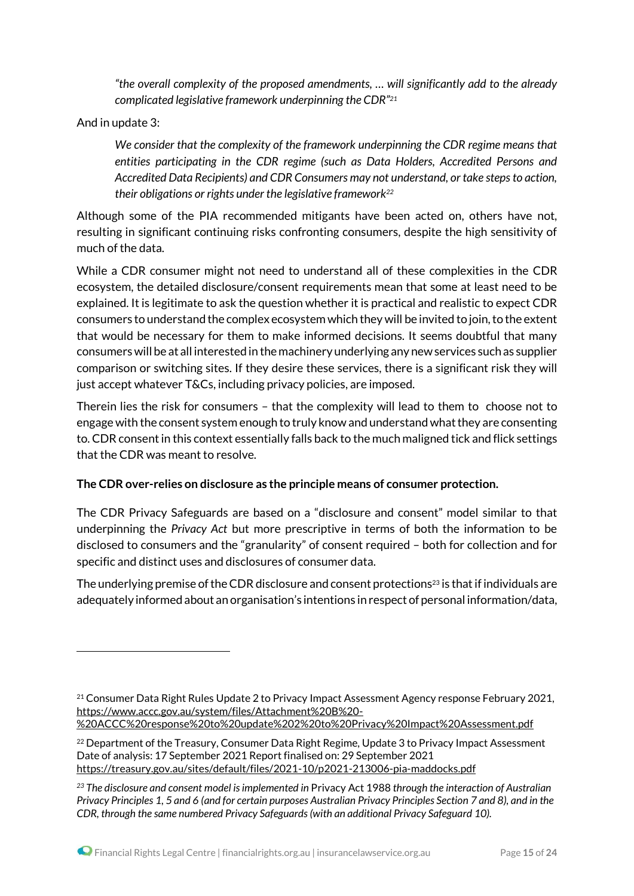> *"the overall complexity of the proposed amendments, … will significantly add to the already complicated legislative framework underpinning the CDR"*[21]

And in update 3:

> *We consider that the complexity of the framework underpinning the CDR regime means that entities participating in the CDR regime (such as Data Holders, Accredited Persons and Accredited Data Recipients) and CDR Consumers may not understand, or take steps to action, their obligations or rights under the legislative framework*[22]

Although some of the PIA recommended mitigants have been acted on, others have not, resulting in significant continuing risks confronting consumers, despite the high sensitivity of much of the data.

While a CDR consumer might not need to understand all of these complexities in the CDR ecosystem, the detailed disclosure/consent requirements mean that some at least need to be explained. It is legitimate to ask the question whether it is practical and realistic to expect CDR consumers to understand the complex ecosystem which they will be invited to join, to the extent that would be necessary for them to make informed decisions. It seems doubtful that many consumers will be at all interested in the machinery underlying any new services such as supplier comparison or switching sites. If they desire these services, there is a significant risk they will just accept whatever T&Cs, including privacy policies, are imposed.

Therein lies the risk for consumers – that the complexity will lead to them to choose not to engage with the consent system enough to truly know and understand what they are consenting to. CDR consent in this context essentially falls back to the much maligned tick and flick settings that the CDR was meant to resolve.

**The CDR over-relies on disclosure as the principle means of consumer protection.**

The CDR Privacy Safeguards are based on a "disclosure and consent" model similar to that underpinning the *Privacy Act* but more prescriptive in terms of both the information to be disclosed to consumers and the "granularity" of consent required – both for collection and for specific and distinct uses and disclosures of consumer data.

The underlying premise of the CDR disclosure and consent protections[23] is that if individuals are adequately informed about an organisation's intentions in respect of personal information/data,

---

[21] Consumer Data Right Rules Update 2 to Privacy Impact Assessment Agency response February 2021, https://www.accc.gov.au/system/files/Attachment%20B%20-%20ACCC%20response%20to%20update%202%20to%20Privacy%20Impact%20Assessment.pdf

[22] Department of the Treasury, Consumer Data Right Regime, Update 3 to Privacy Impact Assessment Date of analysis: 17 September 2021 Report finalised on: 29 September 2021 https://treasury.gov.au/sites/default/files/2021-10/p2021-213006-pia-maddocks.pdf

[23] *The disclosure and consent model is implemented in* Privacy Act 1988 *through the interaction of Australian Privacy Principles 1, 5 and 6 (and for certain purposes Australian Privacy Principles Section 7 and 8), and in the CDR, through the same numbered Privacy Safeguards (with an additional Privacy Safeguard 10).*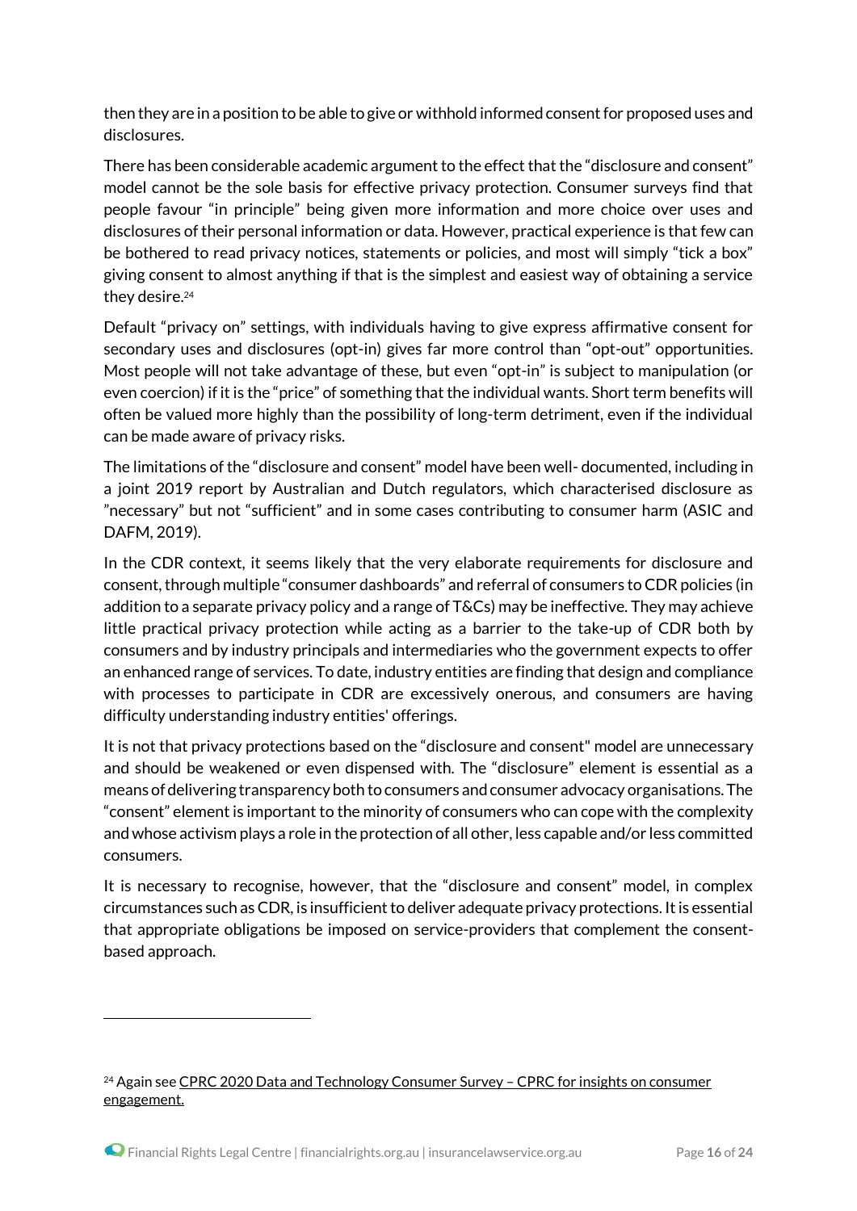then they are in a position to be able to give or withhold informed consent for proposed uses and disclosures.

There has been considerable academic argument to the effect that the "disclosure and consent" model cannot be the sole basis for effective privacy protection. Consumer surveys find that people favour "in principle" being given more information and more choice over uses and disclosures of their personal information or data. However, practical experience is that few can be bothered to read privacy notices, statements or policies, and most will simply "tick a box" giving consent to almost anything if that is the simplest and easiest way of obtaining a service they desire.[24]

Default "privacy on" settings, with individuals having to give express affirmative consent for secondary uses and disclosures (opt-in) gives far more control than "opt-out" opportunities. Most people will not take advantage of these, but even "opt-in" is subject to manipulation (or even coercion) if it is the "price" of something that the individual wants. Short term benefits will often be valued more highly than the possibility of long-term detriment, even if the individual can be made aware of privacy risks.

The limitations of the "disclosure and consent" model have been well- documented, including in a joint 2019 report by Australian and Dutch regulators, which characterised disclosure as "necessary" but not "sufficient" and in some cases contributing to consumer harm (ASIC and DAFM, 2019).

In the CDR context, it seems likely that the very elaborate requirements for disclosure and consent, through multiple "consumer dashboards" and referral of consumers to CDR policies (in addition to a separate privacy policy and a range of T&Cs) may be ineffective. They may achieve little practical privacy protection while acting as a barrier to the take-up of CDR both by consumers and by industry principals and intermediaries who the government expects to offer an enhanced range of services. To date, industry entities are finding that design and compliance with processes to participate in CDR are excessively onerous, and consumers are having difficulty understanding industry entities' offerings.

It is not that privacy protections based on the "disclosure and consent" model are unnecessary and should be weakened or even dispensed with. The "disclosure" element is essential as a means of delivering transparency both to consumers and consumer advocacy organisations. The "consent" element is important to the minority of consumers who can cope with the complexity and whose activism plays a role in the protection of all other, less capable and/or less committed consumers.

It is necessary to recognise, however, that the "disclosure and consent" model, in complex circumstances such as CDR, is insufficient to deliver adequate privacy protections. It is essential that appropriate obligations be imposed on service-providers that complement the consent-based approach.

---

[24] Again see CPRC 2020 Data and Technology Consumer Survey – CPRC for insights on consumer engagement.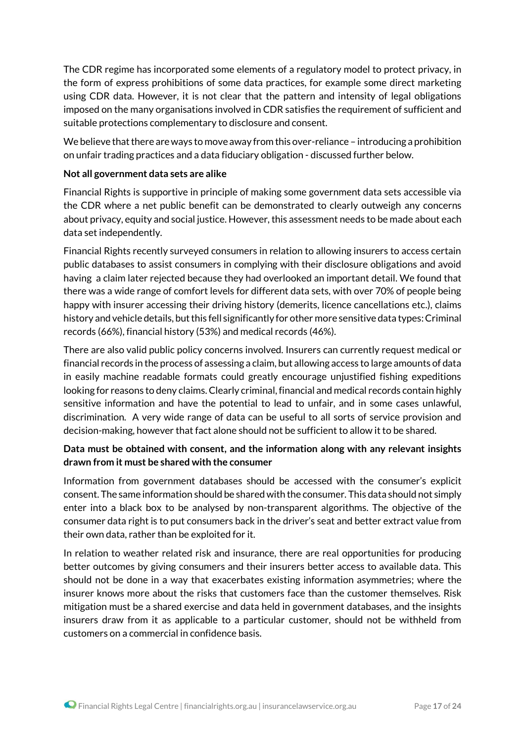The CDR regime has incorporated some elements of a regulatory model to protect privacy, in the form of express prohibitions of some data practices, for example some direct marketing using CDR data. However, it is not clear that the pattern and intensity of legal obligations imposed on the many organisations involved in CDR satisfies the requirement of sufficient and suitable protections complementary to disclosure and consent.

We believe that there are ways to move away from this over-reliance – introducing a prohibition on unfair trading practices and a data fiduciary obligation - discussed further below.

**Not all government data sets are alike**

Financial Rights is supportive in principle of making some government data sets accessible via the CDR where a net public benefit can be demonstrated to clearly outweigh any concerns about privacy, equity and social justice. However, this assessment needs to be made about each data set independently.

Financial Rights recently surveyed consumers in relation to allowing insurers to access certain public databases to assist consumers in complying with their disclosure obligations and avoid having a claim later rejected because they had overlooked an important detail. We found that there was a wide range of comfort levels for different data sets, with over 70% of people being happy with insurer accessing their driving history (demerits, licence cancellations etc.), claims history and vehicle details, but this fell significantly for other more sensitive data types: Criminal records (66%), financial history (53%) and medical records (46%).

There are also valid public policy concerns involved. Insurers can currently request medical or financial records in the process of assessing a claim, but allowing access to large amounts of data in easily machine readable formats could greatly encourage unjustified fishing expeditions looking for reasons to deny claims. Clearly criminal, financial and medical records contain highly sensitive information and have the potential to lead to unfair, and in some cases unlawful, discrimination. A very wide range of data can be useful to all sorts of service provision and decision-making, however that fact alone should not be sufficient to allow it to be shared.

**Data must be obtained with consent, and the information along with any relevant insights drawn from it must be shared with the consumer**

Information from government databases should be accessed with the consumer's explicit consent. The same information should be shared with the consumer. This data should not simply enter into a black box to be analysed by non-transparent algorithms. The objective of the consumer data right is to put consumers back in the driver's seat and better extract value from their own data, rather than be exploited for it.

In relation to weather related risk and insurance, there are real opportunities for producing better outcomes by giving consumers and their insurers better access to available data. This should not be done in a way that exacerbates existing information asymmetries; where the insurer knows more about the risks that customers face than the customer themselves. Risk mitigation must be a shared exercise and data held in government databases, and the insights insurers draw from it as applicable to a particular customer, should not be withheld from customers on a commercial in confidence basis.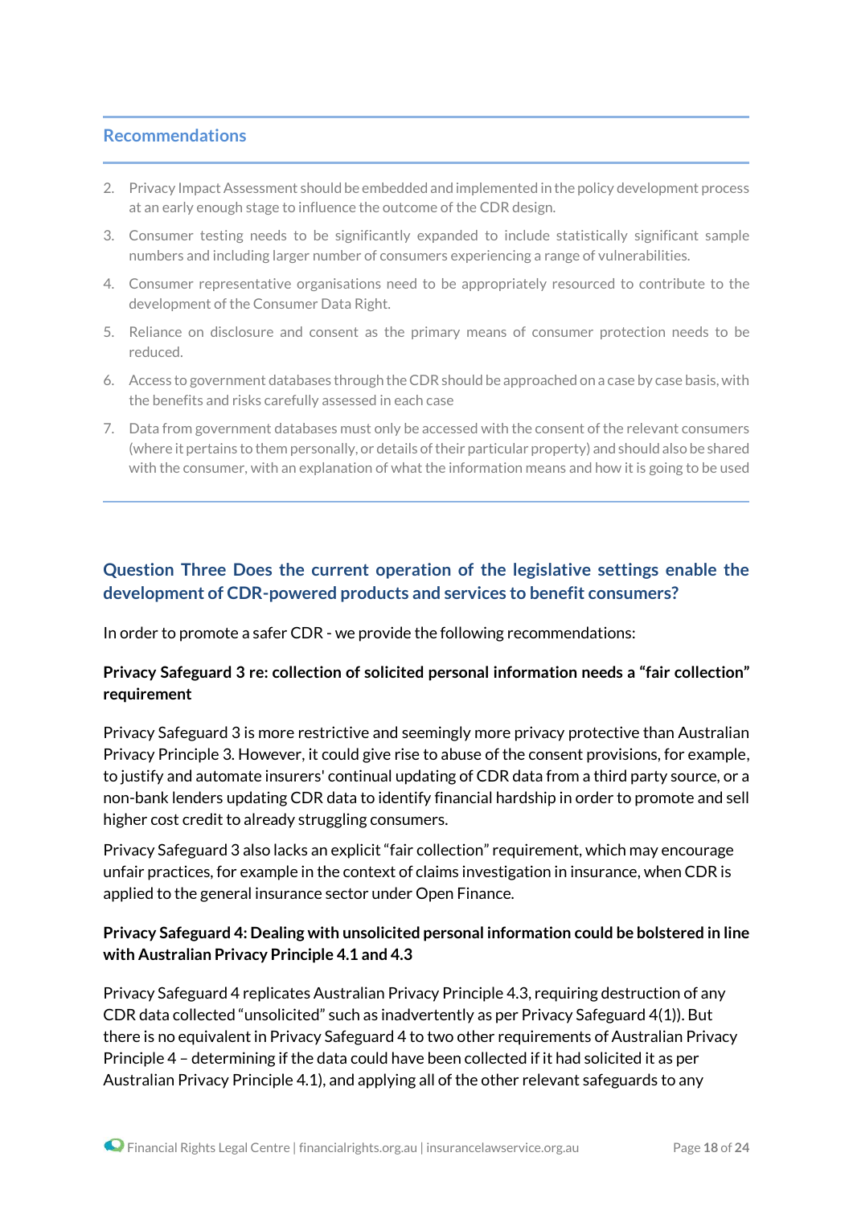### Recommendations

2. Privacy Impact Assessment should be embedded and implemented in the policy development process at an early enough stage to influence the outcome of the CDR design.
3. Consumer testing needs to be significantly expanded to include statistically significant sample numbers and including larger number of consumers experiencing a range of vulnerabilities.
4. Consumer representative organisations need to be appropriately resourced to contribute to the development of the Consumer Data Right.
5. Reliance on disclosure and consent as the primary means of consumer protection needs to be reduced.
6. Access to government databases through the CDR should be approached on a case by case basis, with the benefits and risks carefully assessed in each case
7. Data from government databases must only be accessed with the consent of the relevant consumers (where it pertains to them personally, or details of their particular property) and should also be shared with the consumer, with an explanation of what the information means and how it is going to be used

## Question Three Does the current operation of the legislative settings enable the development of CDR-powered products and services to benefit consumers?

In order to promote a safer CDR - we provide the following recommendations:

**Privacy Safeguard 3 re: collection of solicited personal information needs a "fair collection" requirement**

Privacy Safeguard 3 is more restrictive and seemingly more privacy protective than Australian Privacy Principle 3. However, it could give rise to abuse of the consent provisions, for example, to justify and automate insurers' continual updating of CDR data from a third party source, or a non-bank lenders updating CDR data to identify financial hardship in order to promote and sell higher cost credit to already struggling consumers.

Privacy Safeguard 3 also lacks an explicit "fair collection" requirement, which may encourage unfair practices, for example in the context of claims investigation in insurance, when CDR is applied to the general insurance sector under Open Finance.

**Privacy Safeguard 4: Dealing with unsolicited personal information could be bolstered in line with Australian Privacy Principle 4.1 and 4.3**

Privacy Safeguard 4 replicates Australian Privacy Principle 4.3, requiring destruction of any CDR data collected "unsolicited" such as inadvertently as per Privacy Safeguard 4(1)). But there is no equivalent in Privacy Safeguard 4 to two other requirements of Australian Privacy Principle 4 – determining if the data could have been collected if it had solicited it as per Australian Privacy Principle 4.1), and applying all of the other relevant safeguards to any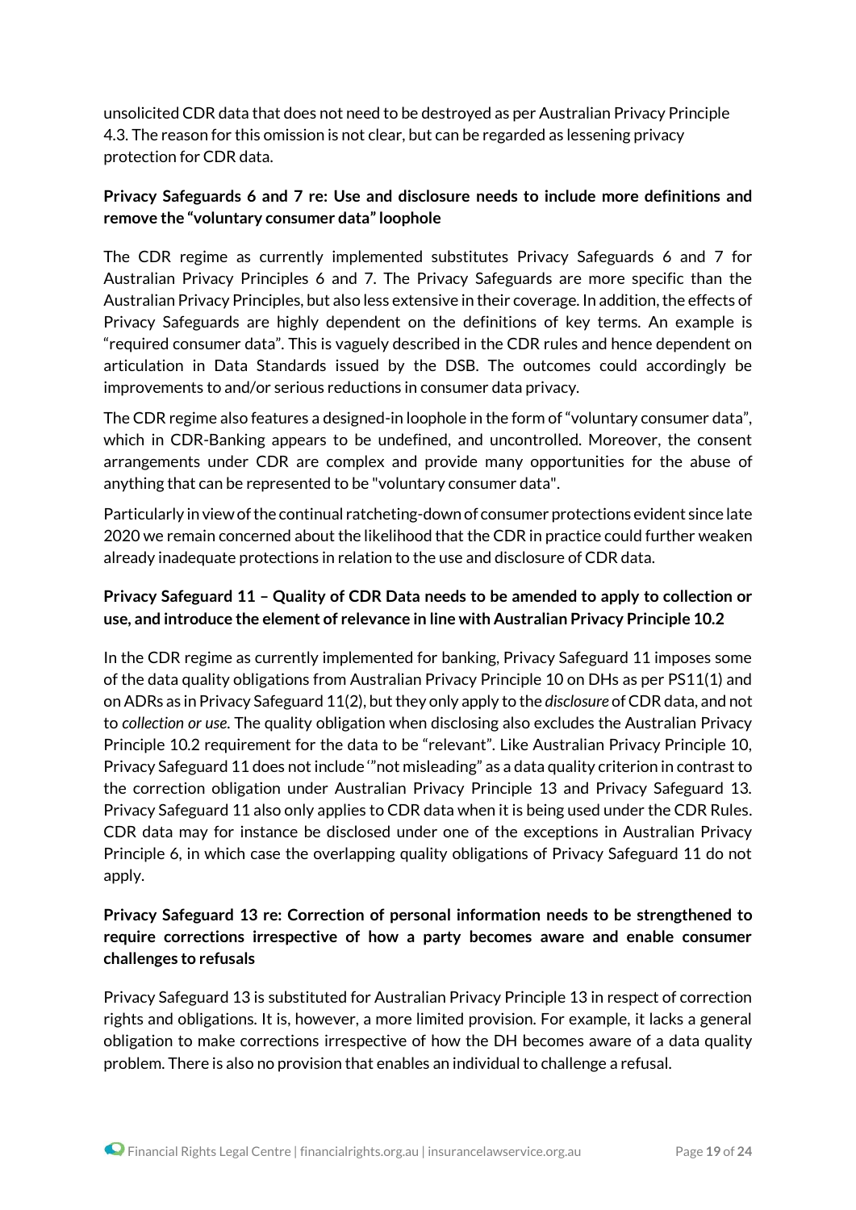unsolicited CDR data that does not need to be destroyed as per Australian Privacy Principle 4.3. The reason for this omission is not clear, but can be regarded as lessening privacy protection for CDR data.

**Privacy Safeguards 6 and 7 re: Use and disclosure needs to include more definitions and remove the "voluntary consumer data" loophole**

The CDR regime as currently implemented substitutes Privacy Safeguards 6 and 7 for Australian Privacy Principles 6 and 7. The Privacy Safeguards are more specific than the Australian Privacy Principles, but also less extensive in their coverage. In addition, the effects of Privacy Safeguards are highly dependent on the definitions of key terms. An example is "required consumer data". This is vaguely described in the CDR rules and hence dependent on articulation in Data Standards issued by the DSB. The outcomes could accordingly be improvements to and/or serious reductions in consumer data privacy.

The CDR regime also features a designed-in loophole in the form of "voluntary consumer data", which in CDR-Banking appears to be undefined, and uncontrolled. Moreover, the consent arrangements under CDR are complex and provide many opportunities for the abuse of anything that can be represented to be "voluntary consumer data".

Particularly in view of the continual ratcheting-down of consumer protections evident since late 2020 we remain concerned about the likelihood that the CDR in practice could further weaken already inadequate protections in relation to the use and disclosure of CDR data.

**Privacy Safeguard 11 – Quality of CDR Data needs to be amended to apply to collection or use, and introduce the element of relevance in line with Australian Privacy Principle 10.2**

In the CDR regime as currently implemented for banking, Privacy Safeguard 11 imposes some of the data quality obligations from Australian Privacy Principle 10 on DHs as per PS11(1) and on ADRs as in Privacy Safeguard 11(2), but they only apply to the *disclosure* of CDR data, and not to *collection or use.* The quality obligation when disclosing also excludes the Australian Privacy Principle 10.2 requirement for the data to be "relevant". Like Australian Privacy Principle 10, Privacy Safeguard 11 does not include '"not misleading" as a data quality criterion in contrast to the correction obligation under Australian Privacy Principle 13 and Privacy Safeguard 13. Privacy Safeguard 11 also only applies to CDR data when it is being used under the CDR Rules. CDR data may for instance be disclosed under one of the exceptions in Australian Privacy Principle 6, in which case the overlapping quality obligations of Privacy Safeguard 11 do not apply.

**Privacy Safeguard 13 re: Correction of personal information needs to be strengthened to require corrections irrespective of how a party becomes aware and enable consumer challenges to refusals**

Privacy Safeguard 13 is substituted for Australian Privacy Principle 13 in respect of correction rights and obligations. It is, however, a more limited provision. For example, it lacks a general obligation to make corrections irrespective of how the DH becomes aware of a data quality problem. There is also no provision that enables an individual to challenge a refusal.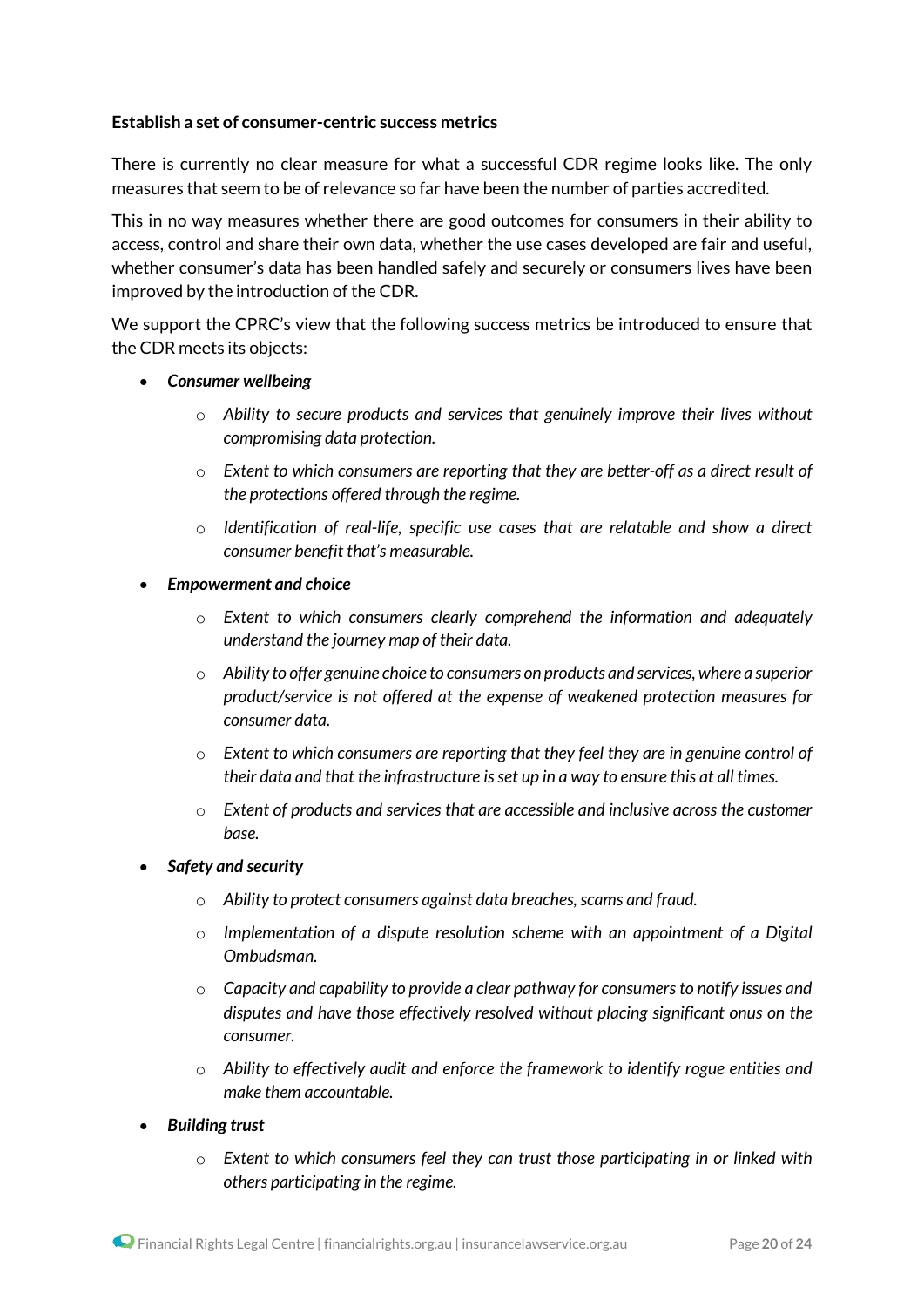**Establish a set of consumer-centric success metrics**

There is currently no clear measure for what a successful CDR regime looks like. The only measures that seem to be of relevance so far have been the number of parties accredited.

This in no way measures whether there are good outcomes for consumers in their ability to access, control and share their own data, whether the use cases developed are fair and useful, whether consumer's data has been handled safely and securely or consumers lives have been improved by the introduction of the CDR.

We support the CPRC's view that the following success metrics be introduced to ensure that the CDR meets its objects:

- ***Consumer wellbeing***
    - *Ability to secure products and services that genuinely improve their lives without compromising data protection.*
    - *Extent to which consumers are reporting that they are better-off as a direct result of the protections offered through the regime.*
    - *Identification of real-life, specific use cases that are relatable and show a direct consumer benefit that's measurable.*
- ***Empowerment and choice***
    - *Extent to which consumers clearly comprehend the information and adequately understand the journey map of their data.*
    - *Ability to offer genuine choice to consumers on products and services, where a superior product/service is not offered at the expense of weakened protection measures for consumer data.*
    - *Extent to which consumers are reporting that they feel they are in genuine control of their data and that the infrastructure is set up in a way to ensure this at all times.*
    - *Extent of products and services that are accessible and inclusive across the customer base.*
- ***Safety and security***
    - *Ability to protect consumers against data breaches, scams and fraud.*
    - *Implementation of a dispute resolution scheme with an appointment of a Digital Ombudsman.*
    - *Capacity and capability to provide a clear pathway for consumers to notify issues and disputes and have those effectively resolved without placing significant onus on the consumer.*
    - *Ability to effectively audit and enforce the framework to identify rogue entities and make them accountable.*
- ***Building trust***
    - *Extent to which consumers feel they can trust those participating in or linked with others participating in the regime.*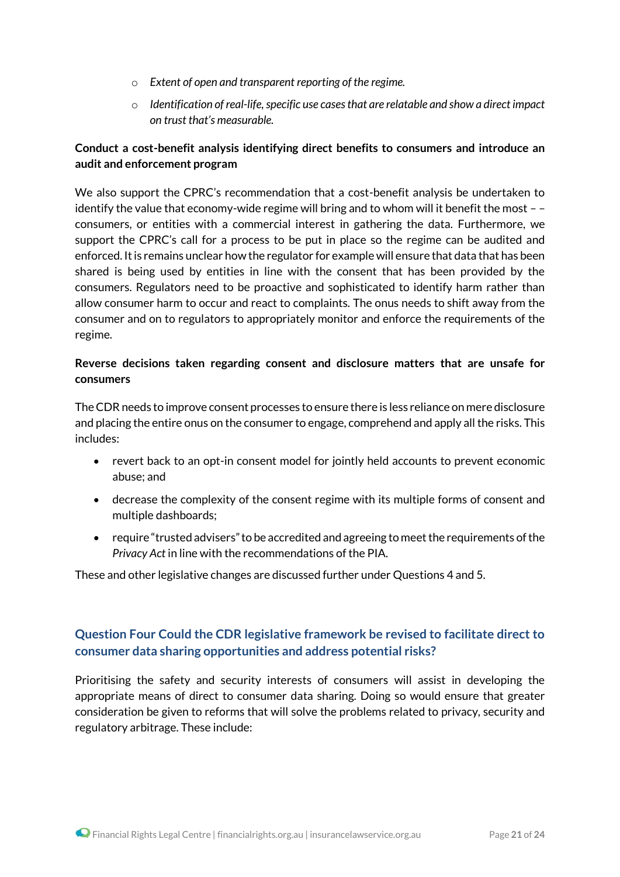- *Extent of open and transparent reporting of the regime.*
   - *Identification of real-life, specific use cases that are relatable and show a direct impact on trust that's measurable.*

**Conduct a cost-benefit analysis identifying direct benefits to consumers and introduce an audit and enforcement program**

We also support the CPRC's recommendation that a cost-benefit analysis be undertaken to identify the value that economy-wide regime will bring and to whom will it benefit the most – – consumers, or entities with a commercial interest in gathering the data. Furthermore, we support the CPRC's call for a process to be put in place so the regime can be audited and enforced. It is remains unclear how the regulator for example will ensure that data that has been shared is being used by entities in line with the consent that has been provided by the consumers. Regulators need to be proactive and sophisticated to identify harm rather than allow consumer harm to occur and react to complaints. The onus needs to shift away from the consumer and on to regulators to appropriately monitor and enforce the requirements of the regime.

**Reverse decisions taken regarding consent and disclosure matters that are unsafe for consumers**

The CDR needs to improve consent processes to ensure there is less reliance on mere disclosure and placing the entire onus on the consumer to engage, comprehend and apply all the risks. This includes:

- revert back to an opt-in consent model for jointly held accounts to prevent economic abuse; and
- decrease the complexity of the consent regime with its multiple forms of consent and multiple dashboards;
- require "trusted advisers" to be accredited and agreeing to meet the requirements of the *Privacy Act* in line with the recommendations of the PIA.

These and other legislative changes are discussed further under Questions 4 and 5.

## Question Four Could the CDR legislative framework be revised to facilitate direct to consumer data sharing opportunities and address potential risks?

Prioritising the safety and security interests of consumers will assist in developing the appropriate means of direct to consumer data sharing. Doing so would ensure that greater consideration be given to reforms that will solve the problems related to privacy, security and regulatory arbitrage. These include: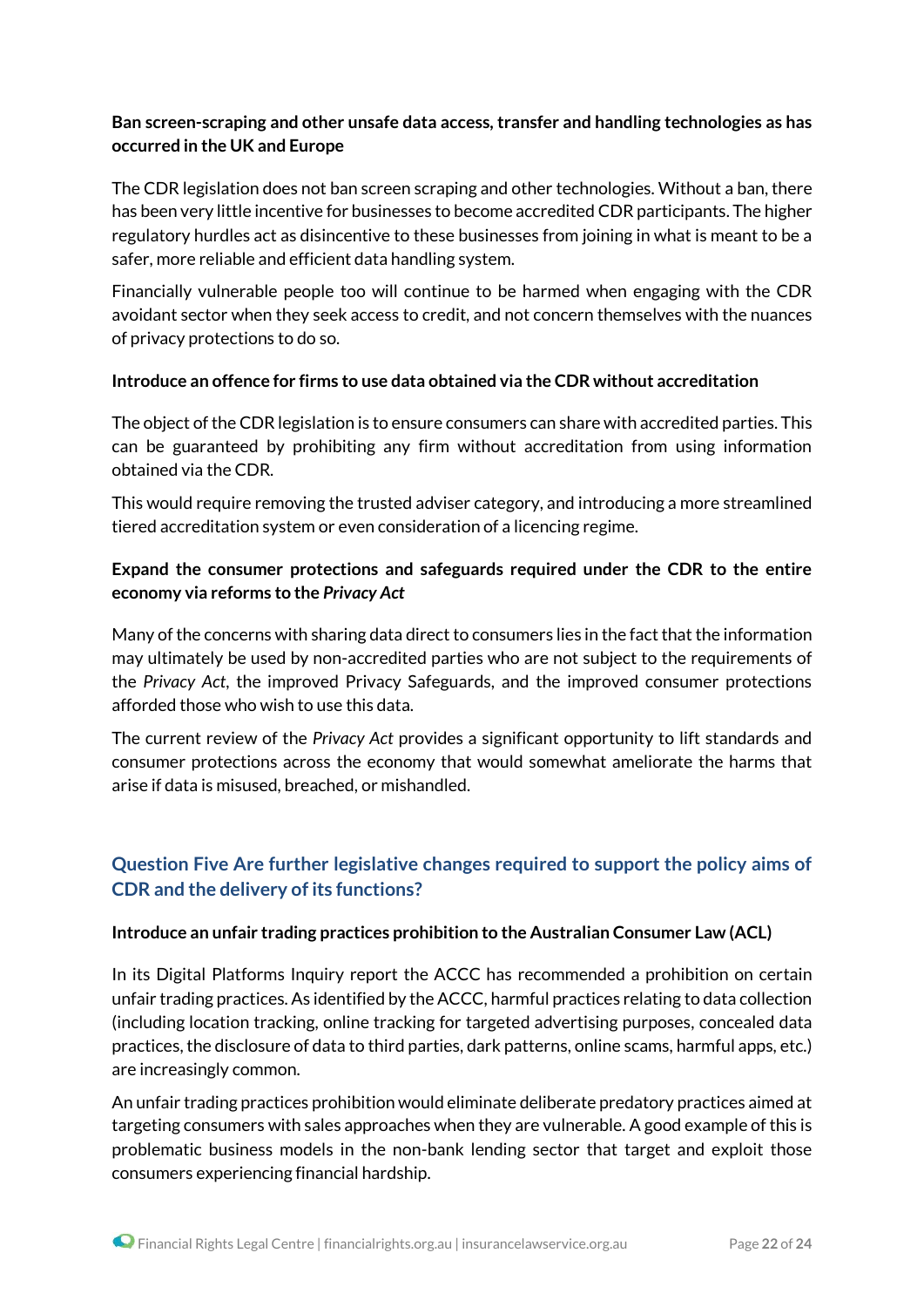**Ban screen-scraping and other unsafe data access, transfer and handling technologies as has occurred in the UK and Europe**

The CDR legislation does not ban screen scraping and other technologies. Without a ban, there has been very little incentive for businesses to become accredited CDR participants. The higher regulatory hurdles act as disincentive to these businesses from joining in what is meant to be a safer, more reliable and efficient data handling system.

Financially vulnerable people too will continue to be harmed when engaging with the CDR avoidant sector when they seek access to credit, and not concern themselves with the nuances of privacy protections to do so.

**Introduce an offence for firms to use data obtained via the CDR without accreditation**

The object of the CDR legislation is to ensure consumers can share with accredited parties. This can be guaranteed by prohibiting any firm without accreditation from using information obtained via the CDR.

This would require removing the trusted adviser category, and introducing a more streamlined tiered accreditation system or even consideration of a licencing regime.

**Expand the consumer protections and safeguards required under the CDR to the entire economy via reforms to the *Privacy Act***

Many of the concerns with sharing data direct to consumers lies in the fact that the information may ultimately be used by non-accredited parties who are not subject to the requirements of the *Privacy Act*, the improved Privacy Safeguards, and the improved consumer protections afforded those who wish to use this data.

The current review of the *Privacy Act* provides a significant opportunity to lift standards and consumer protections across the economy that would somewhat ameliorate the harms that arise if data is misused, breached, or mishandled.

## Question Five Are further legislative changes required to support the policy aims of CDR and the delivery of its functions?

**Introduce an unfair trading practices prohibition to the Australian Consumer Law (ACL)**

In its Digital Platforms Inquiry report the ACCC has recommended a prohibition on certain unfair trading practices. As identified by the ACCC, harmful practices relating to data collection (including location tracking, online tracking for targeted advertising purposes, concealed data practices, the disclosure of data to third parties, dark patterns, online scams, harmful apps, etc.) are increasingly common.

An unfair trading practices prohibition would eliminate deliberate predatory practices aimed at targeting consumers with sales approaches when they are vulnerable. A good example of this is problematic business models in the non-bank lending sector that target and exploit those consumers experiencing financial hardship.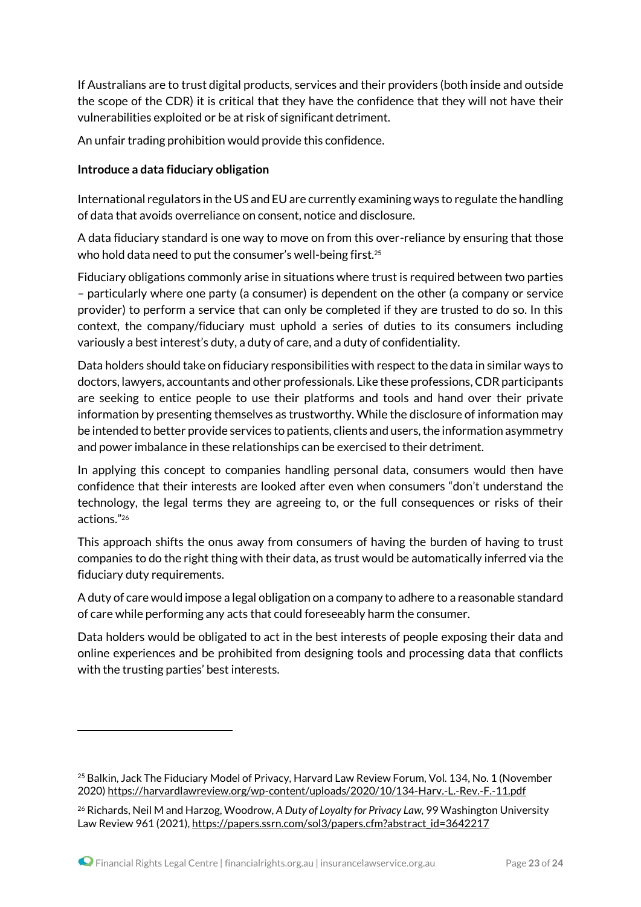If Australians are to trust digital products, services and their providers (both inside and outside the scope of the CDR) it is critical that they have the confidence that they will not have their vulnerabilities exploited or be at risk of significant detriment.

An unfair trading prohibition would provide this confidence.

**Introduce a data fiduciary obligation**

International regulators in the US and EU are currently examining ways to regulate the handling of data that avoids overreliance on consent, notice and disclosure.

A data fiduciary standard is one way to move on from this over-reliance by ensuring that those who hold data need to put the consumer's well-being first.[25]

Fiduciary obligations commonly arise in situations where trust is required between two parties – particularly where one party (a consumer) is dependent on the other (a company or service provider) to perform a service that can only be completed if they are trusted to do so. In this context, the company/fiduciary must uphold a series of duties to its consumers including variously a best interest's duty, a duty of care, and a duty of confidentiality.

Data holders should take on fiduciary responsibilities with respect to the data in similar ways to doctors, lawyers, accountants and other professionals. Like these professions, CDR participants are seeking to entice people to use their platforms and tools and hand over their private information by presenting themselves as trustworthy. While the disclosure of information may be intended to better provide services to patients, clients and users, the information asymmetry and power imbalance in these relationships can be exercised to their detriment.

In applying this concept to companies handling personal data, consumers would then have confidence that their interests are looked after even when consumers "don't understand the technology, the legal terms they are agreeing to, or the full consequences or risks of their actions."[26]

This approach shifts the onus away from consumers of having the burden of having to trust companies to do the right thing with their data, as trust would be automatically inferred via the fiduciary duty requirements.

A duty of care would impose a legal obligation on a company to adhere to a reasonable standard of care while performing any acts that could foreseeably harm the consumer.

Data holders would be obligated to act in the best interests of people exposing their data and online experiences and be prohibited from designing tools and processing data that conflicts with the trusting parties' best interests.

---

[25] Balkin, Jack The Fiduciary Model of Privacy, Harvard Law Review Forum, Vol. 134, No. 1 (November 2020) https://harvardlawreview.org/wp-content/uploads/2020/10/134-Harv.-L.-Rev.-F.-11.pdf

[26] Richards, Neil M and Harzog, Woodrow, *A Duty of Loyalty for Privacy Law,* 99 Washington University Law Review 961 (2021), https://papers.ssrn.com/sol3/papers.cfm?abstract_id=3642217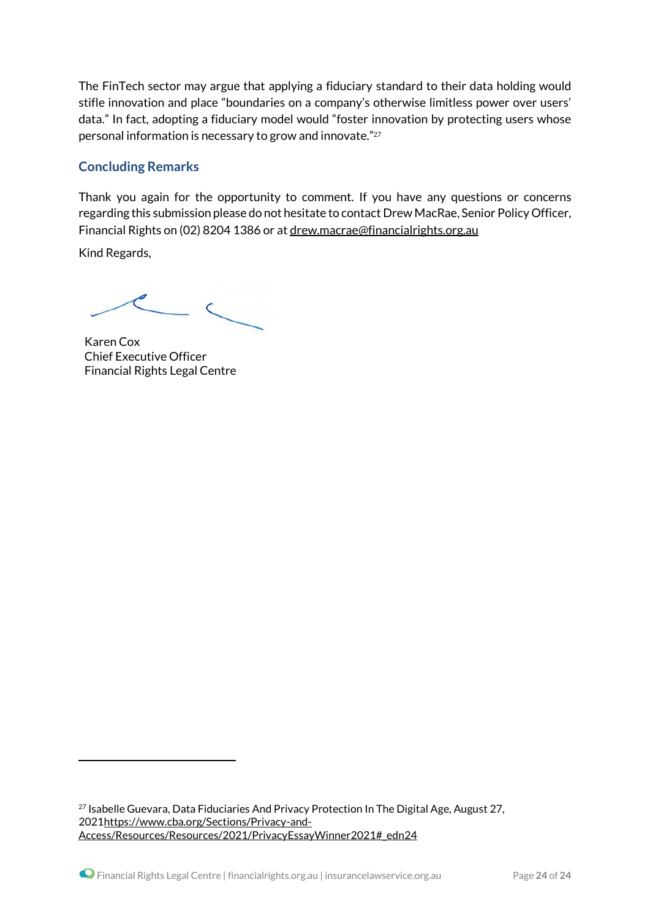The FinTech sector may argue that applying a fiduciary standard to their data holding would stifle innovation and place “boundaries on a company’s otherwise limitless power over users’ data.” In fact, adopting a fiduciary model would “foster innovation by protecting users whose personal information is necessary to grow and innovate.”[27]

## Concluding Remarks

Thank you again for the opportunity to comment. If you have any questions or concerns regarding this submission please do not hesitate to contact Drew MacRae, Senior Policy Officer, Financial Rights on (02) 8204 1386 or at drew.macrae@financialrights.org.au

Kind Regards,

Karen Cox
Chief Executive Officer
Financial Rights Legal Centre

---

[27] Isabelle Guevara, Data Fiduciaries And Privacy Protection In The Digital Age, August 27, 2021https://www.cba.org/Sections/Privacy-and-Access/Resources/Resources/2021/PrivacyEssayWinner2021#_edn24